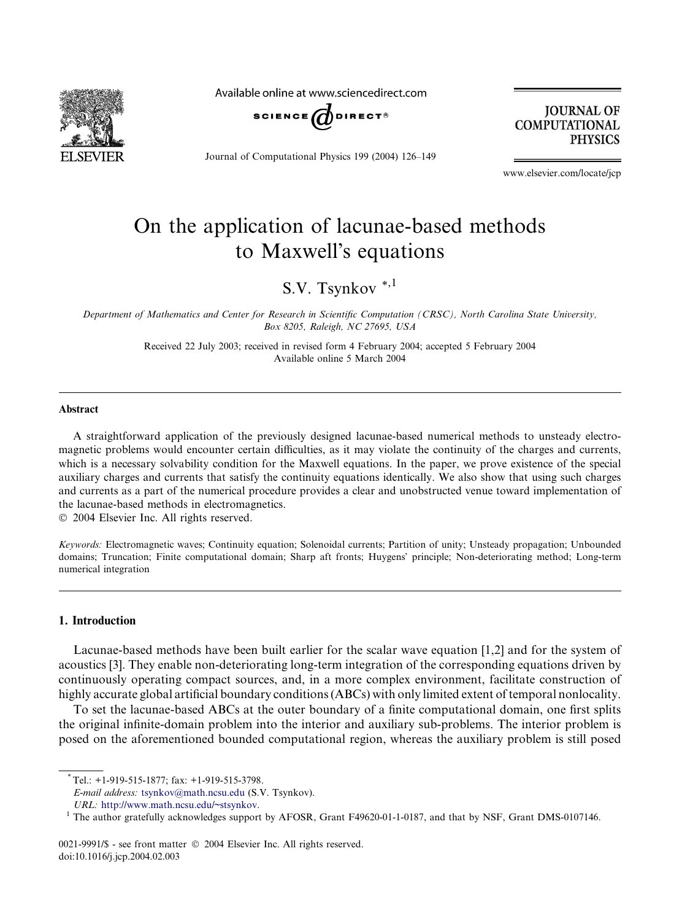# On the application of lacunae-based methods to Maxwell's equations

S.V. Tsynkov [*,1]

*Department of Mathematics and Center for Research in Scientific Computation (CRSC), North Carolina State University, Box 8205, Raleigh, NC 27695, USA*

Received 22 July 2003; received in revised form 4 February 2004; accepted 5 February 2004
Available online 5 March 2004

---

## Abstract

A straightforward application of the previously designed lacunae-based numerical methods to unsteady electromagnetic problems would encounter certain difficulties, as it may violate the continuity of the charges and currents, which is a necessary solvability condition for the Maxwell equations. In the paper, we prove existence of the special auxiliary charges and currents that satisfy the continuity equations identically. We also show that using such charges and currents as a part of the numerical procedure provides a clear and unobstructed venue toward implementation of the lacunae-based methods in electromagnetics.

© 2004 Elsevier Inc. All rights reserved.

*Keywords:* Electromagnetic waves; Continuity equation; Solenoidal currents; Partition of unity; Unsteady propagation; Unbounded domains; Truncation; Finite computational domain; Sharp aft fronts; Huygens' principle; Non-deteriorating method; Long-term numerical integration

---

## 1. Introduction

Lacunae-based methods have been built earlier for the scalar wave equation [1,2] and for the system of acoustics [3]. They enable non-deteriorating long-term integration of the corresponding equations driven by continuously operating compact sources, and, in a more complex environment, facilitate construction of highly accurate global artificial boundary conditions (ABCs) with only limited extent of temporal nonlocality.

To set the lacunae-based ABCs at the outer boundary of a finite computational domain, one first splits the original infinite-domain problem into the interior and auxiliary sub-problems. The interior problem is posed on the aforementioned bounded computational region, whereas the auxiliary problem is still posed

---

[*] Tel.: +1-919-515-1877; fax: +1-919-515-3798.
*E-mail address:* tsynkov@math.ncsu.edu (S.V. Tsynkov).
*URL:* http://www.math.ncsu.edu/~stsynkov.

[1] The author gratefully acknowledges support by AFOSR, Grant F49620-01-1-0187, and that by NSF, Grant DMS-0107146.

0021-9991/$ - see front matter © 2004 Elsevier Inc. All rights reserved.
doi:10.1016/j.jcp.2004.02.003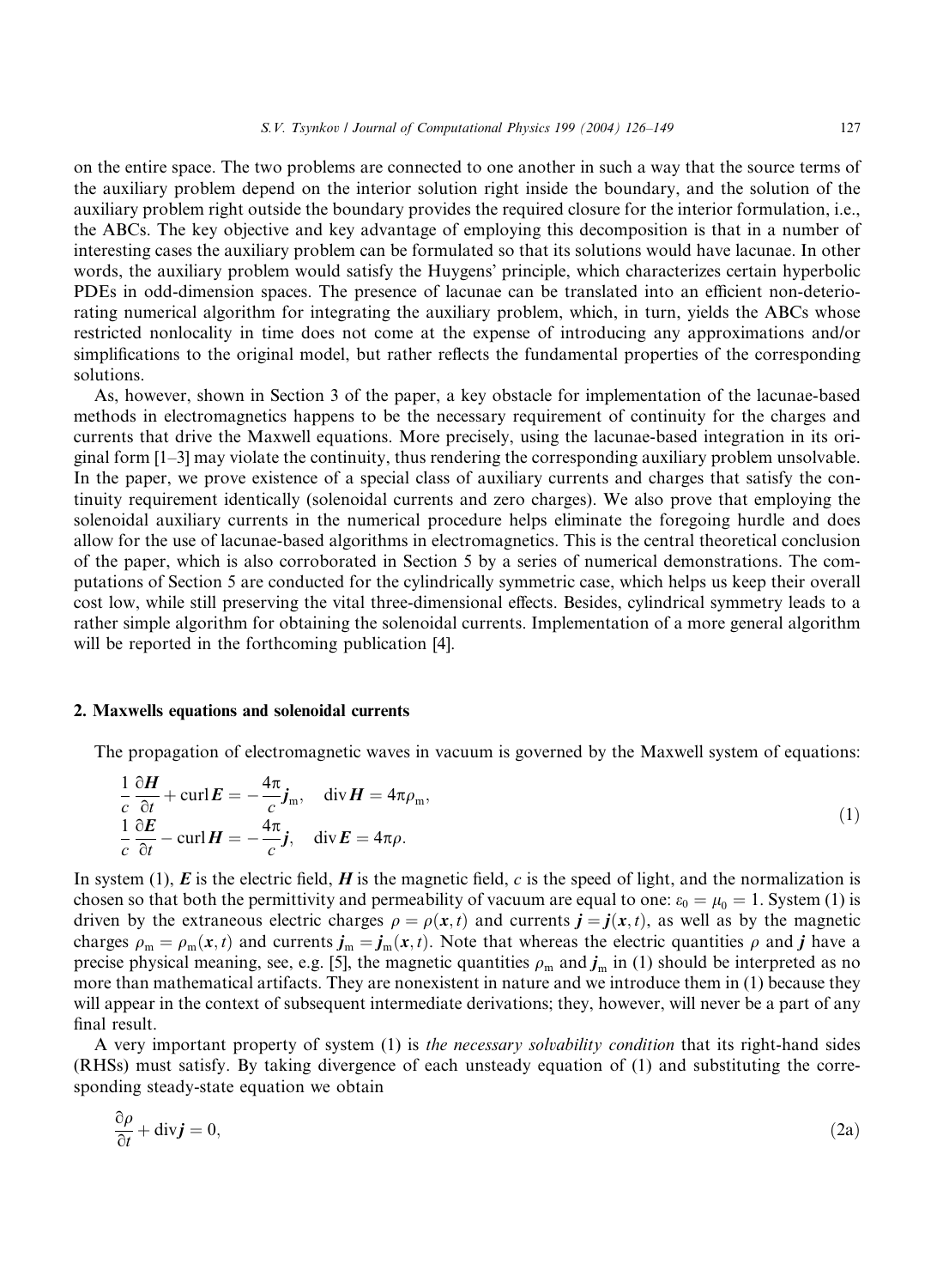on the entire space. The two problems are connected to one another in such a way that the source terms of the auxiliary problem depend on the interior solution right inside the boundary, and the solution of the auxiliary problem right outside the boundary provides the required closure for the interior formulation, i.e., the ABCs. The key objective and key advantage of employing this decomposition is that in a number of interesting cases the auxiliary problem can be formulated so that its solutions would have lacunae. In other words, the auxiliary problem would satisfy the Huygens' principle, which characterizes certain hyperbolic PDEs in odd-dimension spaces. The presence of lacunae can be translated into an efficient non-deteriorating numerical algorithm for integrating the auxiliary problem, which, in turn, yields the ABCs whose restricted nonlocality in time does not come at the expense of introducing any approximations and/or simplifications to the original model, but rather reflects the fundamental properties of the corresponding solutions.

As, however, shown in Section 3 of the paper, a key obstacle for implementation of the lacunae-based methods in electromagnetics happens to be the necessary requirement of continuity for the charges and currents that drive the Maxwell equations. More precisely, using the lacunae-based integration in its original form [1–3] may violate the continuity, thus rendering the corresponding auxiliary problem unsolvable. In the paper, we prove existence of a special class of auxiliary currents and charges that satisfy the continuity requirement identically (solenoidal currents and zero charges). We also prove that employing the solenoidal auxiliary currents in the numerical procedure helps eliminate the foregoing hurdle and does allow for the use of lacunae-based algorithms in electromagnetics. This is the central theoretical conclusion of the paper, which is also corroborated in Section 5 by a series of numerical demonstrations. The computations of Section 5 are conducted for the cylindrically symmetric case, which helps us keep their overall cost low, while still preserving the vital three-dimensional effects. Besides, cylindrical symmetry leads to a rather simple algorithm for obtaining the solenoidal currents. Implementation of a more general algorithm will be reported in the forthcoming publication [4].

## 2. Maxwells equations and solenoidal currents

The propagation of electromagnetic waves in vacuum is governed by the Maxwell system of equations:

$$
\begin{aligned}
&\frac{1}{c}\frac{\partial \boldsymbol{H}}{\partial t} + \operatorname{curl}\boldsymbol{E} = -\frac{4\pi}{c}\boldsymbol{j}_{\mathrm{m}}, \quad \operatorname{div}\boldsymbol{H} = 4\pi\rho_{\mathrm{m}},\\
&\frac{1}{c}\frac{\partial \boldsymbol{E}}{\partial t} - \operatorname{curl}\boldsymbol{H} = -\frac{4\pi}{c}\boldsymbol{j}, \quad \operatorname{div}\boldsymbol{E} = 4\pi\rho.
\end{aligned}
\tag{1}
$$

In system (1), $\boldsymbol{E}$ is the electric field, $\boldsymbol{H}$ is the magnetic field, $c$ is the speed of light, and the normalization is chosen so that both the permittivity and permeability of vacuum are equal to one: $\varepsilon_0 = \mu_0 = 1$. System (1) is driven by the extraneous electric charges $\rho = \rho(\boldsymbol{x}, t)$ and currents $\boldsymbol{j} = \boldsymbol{j}(\boldsymbol{x}, t)$, as well as by the magnetic charges $\rho_{\mathrm{m}} = \rho_{\mathrm{m}}(\boldsymbol{x}, t)$ and currents $\boldsymbol{j}_{\mathrm{m}} = \boldsymbol{j}_{\mathrm{m}}(\boldsymbol{x}, t)$. Note that whereas the electric quantities $\rho$ and $\boldsymbol{j}$ have a precise physical meaning, see, e.g. [5], the magnetic quantities $\rho_{\mathrm{m}}$ and $\boldsymbol{j}_{\mathrm{m}}$ in (1) should be interpreted as no more than mathematical artifacts. They are nonexistent in nature and we introduce them in (1) because they will appear in the context of subsequent intermediate derivations; they, however, will never be a part of any final result.

A very important property of system (1) is *the necessary solvability condition* that its right-hand sides (RHSs) must satisfy. By taking divergence of each unsteady equation of (1) and substituting the corresponding steady-state equation we obtain

$$
\frac{\partial \rho}{\partial t} + \operatorname{div}\boldsymbol{j} = 0,
\tag{2a}
$$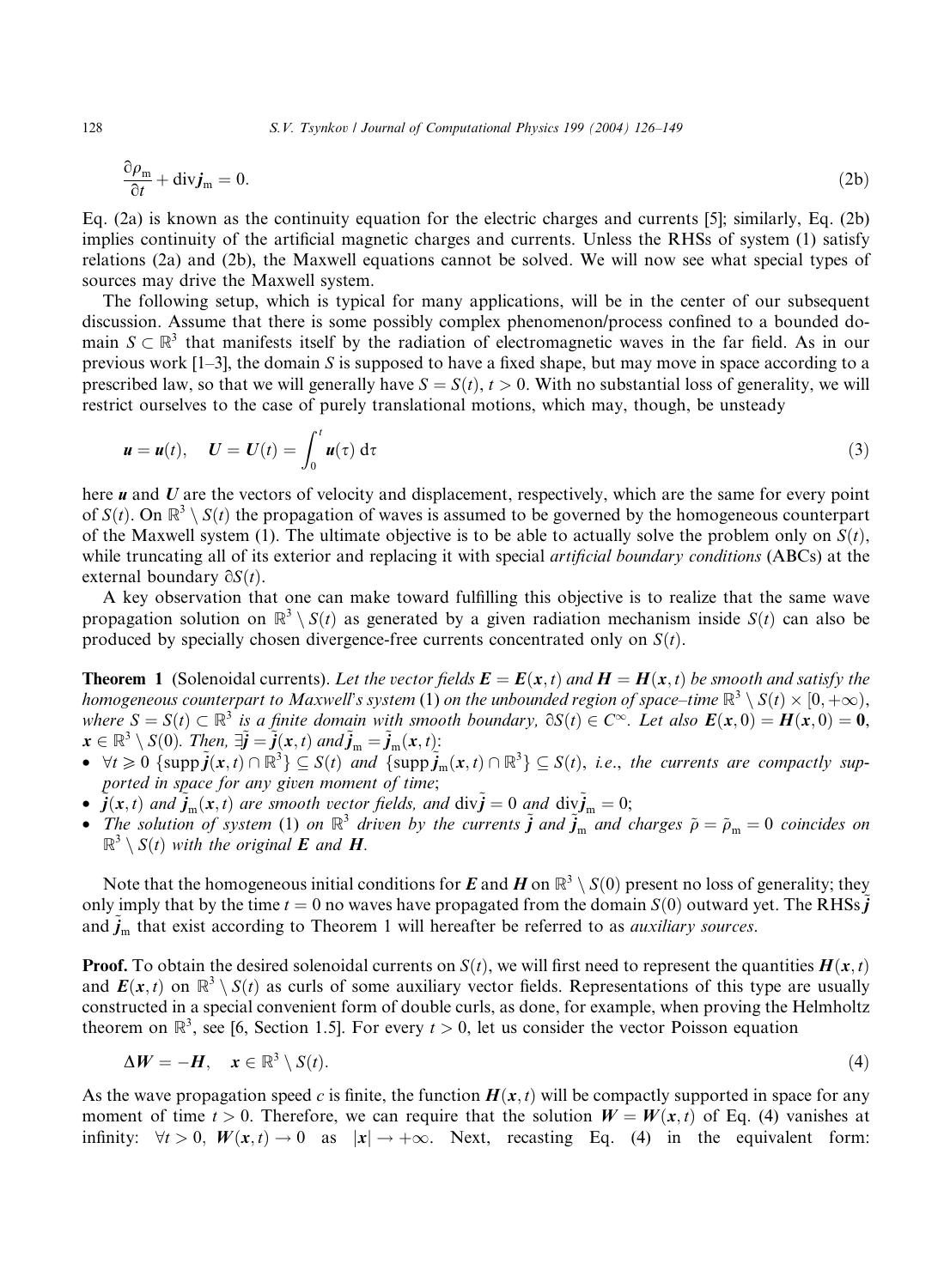$$\frac{\partial \rho_{\mathrm{m}}}{\partial t} + \operatorname{div} \boldsymbol{j}_{\mathrm{m}} = 0. \tag{2b}$$

Eq. (2a) is known as the continuity equation for the electric charges and currents [5]; similarly, Eq. (2b) implies continuity of the artificial magnetic charges and currents. Unless the RHSs of system (1) satisfy relations (2a) and (2b), the Maxwell equations cannot be solved. We will now see what special types of sources may drive the Maxwell system.

The following setup, which is typical for many applications, will be in the center of our subsequent discussion. Assume that there is some possibly complex phenomenon/process confined to a bounded domain $S \subset \mathbb{R}^3$ that manifests itself by the radiation of electromagnetic waves in the far field. As in our previous work [1–3], the domain $S$ is supposed to have a fixed shape, but may move in space according to a prescribed law, so that we will generally have $S = S(t)$, $t > 0$. With no substantial loss of generality, we will restrict ourselves to the case of purely translational motions, which may, though, be unsteady

$$\boldsymbol{u} = \boldsymbol{u}(t), \quad \boldsymbol{U} = \boldsymbol{U}(t) = \int_0^t \boldsymbol{u}(\tau)\, \mathrm{d}\tau \tag{3}$$

here $\boldsymbol{u}$ and $\boldsymbol{U}$ are the vectors of velocity and displacement, respectively, which are the same for every point of $S(t)$. On $\mathbb{R}^3 \setminus S(t)$ the propagation of waves is assumed to be governed by the homogeneous counterpart of the Maxwell system (1). The ultimate objective is to be able to actually solve the problem only on $S(t)$, while truncating all of its exterior and replacing it with special *artificial boundary conditions* (ABCs) at the external boundary $\partial S(t)$.

A key observation that one can make toward fulfilling this objective is to realize that the same wave propagation solution on $\mathbb{R}^3 \setminus S(t)$ as generated by a given radiation mechanism inside $S(t)$ can also be produced by specially chosen divergence-free currents concentrated only on $S(t)$.

**Theorem 1** (Solenoidal currents). *Let the vector fields $\boldsymbol{E} = \boldsymbol{E}(\boldsymbol{x}, t)$ and $\boldsymbol{H} = \boldsymbol{H}(\boldsymbol{x}, t)$ be smooth and satisfy the homogeneous counterpart to Maxwell's system (1) on the unbounded region of space–time $\mathbb{R}^3 \setminus S(t) \times [0, +\infty)$, where $S = S(t) \subset \mathbb{R}^3$ is a finite domain with smooth boundary, $\partial S(t) \in C^\infty$. Let also $\boldsymbol{E}(\boldsymbol{x}, 0) = \boldsymbol{H}(\boldsymbol{x}, 0) = \boldsymbol{0}$, $\boldsymbol{x} \in \mathbb{R}^3 \setminus S(0)$. Then, $\exists \tilde{\boldsymbol{j}} = \tilde{\boldsymbol{j}}(\boldsymbol{x}, t)$ and $\tilde{\boldsymbol{j}}_{\mathrm{m}} = \tilde{\boldsymbol{j}}_{\mathrm{m}}(\boldsymbol{x}, t)$:*

- *$\forall t \geqslant 0$ $\{\operatorname{supp} \tilde{\boldsymbol{j}}(\boldsymbol{x}, t) \cap \mathbb{R}^3\} \subseteq S(t)$ and $\{\operatorname{supp} \tilde{\boldsymbol{j}}_{\mathrm{m}}(\boldsymbol{x}, t) \cap \mathbb{R}^3\} \subseteq S(t)$, i.e., the currents are compactly supported in space for any given moment of time;*
- *$\tilde{\boldsymbol{j}}(\boldsymbol{x}, t)$ and $\tilde{\boldsymbol{j}}_{\mathrm{m}}(\boldsymbol{x}, t)$ are smooth vector fields, and $\operatorname{div} \tilde{\boldsymbol{j}} = 0$ and $\operatorname{div} \tilde{\boldsymbol{j}}_{\mathrm{m}} = 0$;*
- *The solution of system (1) on $\mathbb{R}^3$ driven by the currents $\tilde{\boldsymbol{j}}$ and $\tilde{\boldsymbol{j}}_{\mathrm{m}}$ and charges $\tilde{\rho} = \tilde{\rho}_{\mathrm{m}} = 0$ coincides on $\mathbb{R}^3 \setminus S(t)$ with the original $\boldsymbol{E}$ and $\boldsymbol{H}$.*

Note that the homogeneous initial conditions for $\boldsymbol{E}$ and $\boldsymbol{H}$ on $\mathbb{R}^3 \setminus S(0)$ present no loss of generality; they only imply that by the time $t = 0$ no waves have propagated from the domain $S(0)$ outward yet. The RHSs $\tilde{\boldsymbol{j}}$ and $\tilde{\boldsymbol{j}}_{\mathrm{m}}$ that exist according to Theorem 1 will hereafter be referred to as *auxiliary sources*.

**Proof.** To obtain the desired solenoidal currents on $S(t)$, we will first need to represent the quantities $\boldsymbol{H}(\boldsymbol{x}, t)$ and $\boldsymbol{E}(\boldsymbol{x}, t)$ on $\mathbb{R}^3 \setminus S(t)$ as curls of some auxiliary vector fields. Representations of this type are usually constructed in a special convenient form of double curls, as done, for example, when proving the Helmholtz theorem on $\mathbb{R}^3$, see [6, Section 1.5]. For every $t > 0$, let us consider the vector Poisson equation

$$\Delta \boldsymbol{W} = -\boldsymbol{H}, \quad \boldsymbol{x} \in \mathbb{R}^3 \setminus S(t). \tag{4}$$

As the wave propagation speed $c$ is finite, the function $\boldsymbol{H}(\boldsymbol{x}, t)$ will be compactly supported in space for any moment of time $t > 0$. Therefore, we can require that the solution $\boldsymbol{W} = \boldsymbol{W}(\boldsymbol{x}, t)$ of Eq. (4) vanishes at infinity: $\forall t > 0$, $\boldsymbol{W}(\boldsymbol{x}, t) \to 0$ as $|\boldsymbol{x}| \to +\infty$. Next, recasting Eq. (4) in the equivalent form: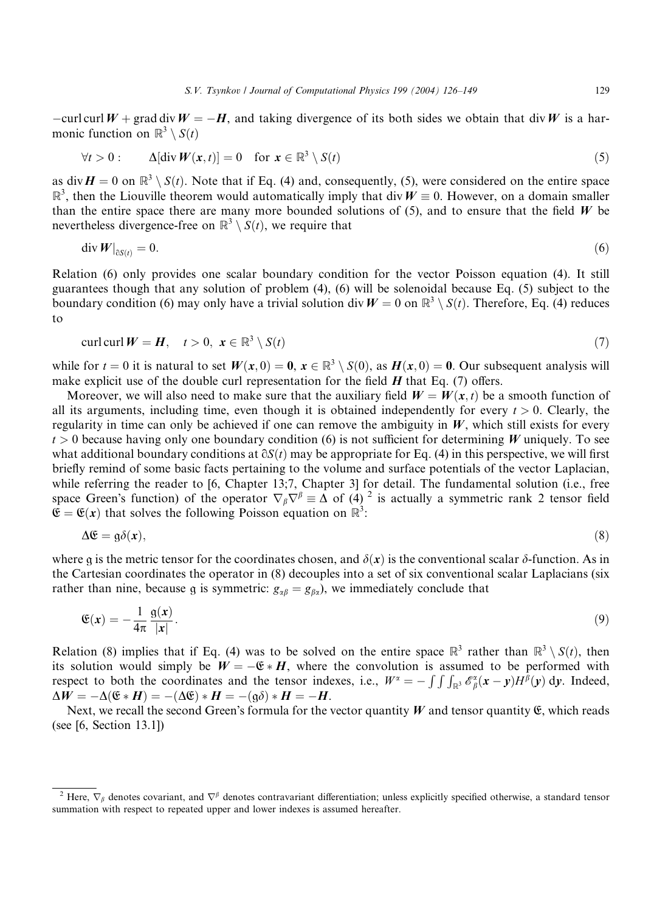$-\text{curl}\,\text{curl}\,\boldsymbol{W} + \text{grad}\,\text{div}\,\boldsymbol{W} = -\boldsymbol{H}$, and taking divergence of its both sides we obtain that $\text{div}\,\boldsymbol{W}$ is a harmonic function on $\mathbb{R}^3 \setminus S(t)$

$$\forall t > 0: \qquad \Delta[\text{div}\,\boldsymbol{W}(\boldsymbol{x}, t)] = 0 \quad \text{for } \boldsymbol{x} \in \mathbb{R}^3 \setminus S(t) \tag{5}$$

as $\text{div}\,\boldsymbol{H} = 0$ on $\mathbb{R}^3 \setminus S(t)$. Note that if Eq. (4) and, consequently, (5), were considered on the entire space $\mathbb{R}^3$, then the Liouville theorem would automatically imply that $\text{div}\,\boldsymbol{W} \equiv 0$. However, on a domain smaller than the entire space there are many more bounded solutions of (5), and to ensure that the field $\boldsymbol{W}$ be nevertheless divergence-free on $\mathbb{R}^3 \setminus S(t)$, we require that

$$\text{div}\,\boldsymbol{W}|_{\partial S(t)} = 0. \tag{6}$$

Relation (6) only provides one scalar boundary condition for the vector Poisson equation (4). It still guarantees though that any solution of problem (4), (6) will be solenoidal because Eq. (5) subject to the boundary condition (6) may only have a trivial solution $\text{div}\,\boldsymbol{W} = 0$ on $\mathbb{R}^3 \setminus S(t)$. Therefore, Eq. (4) reduces to

$$\text{curl}\,\text{curl}\,\boldsymbol{W} = \boldsymbol{H}, \quad t > 0, \ \boldsymbol{x} \in \mathbb{R}^3 \setminus S(t) \tag{7}$$

while for $t = 0$ it is natural to set $\boldsymbol{W}(\boldsymbol{x}, 0) = \boldsymbol{0}$, $\boldsymbol{x} \in \mathbb{R}^3 \setminus S(0)$, as $\boldsymbol{H}(\boldsymbol{x}, 0) = \boldsymbol{0}$. Our subsequent analysis will make explicit use of the double curl representation for the field $\boldsymbol{H}$ that Eq. (7) offers.

Moreover, we will also need to make sure that the auxiliary field $\boldsymbol{W} = \boldsymbol{W}(\boldsymbol{x}, t)$ be a smooth function of all its arguments, including time, even though it is obtained independently for every $t > 0$. Clearly, the regularity in time can only be achieved if one can remove the ambiguity in $\boldsymbol{W}$, which still exists for every $t > 0$ because having only one boundary condition (6) is not sufficient for determining $\boldsymbol{W}$ uniquely. To see what additional boundary conditions at $\partial S(t)$ may be appropriate for Eq. (4) in this perspective, we will first briefly remind of some basic facts pertaining to the volume and surface potentials of the vector Laplacian, while referring the reader to [6, Chapter 13;7, Chapter 3] for detail. The fundamental solution (i.e., free space Green's function) of the operator $\nabla_\beta \nabla^\beta \equiv \Delta$ of (4) [2] is actually a symmetric rank 2 tensor field $\mathfrak{E} = \mathfrak{E}(\boldsymbol{x})$ that solves the following Poisson equation on $\mathbb{R}^3$:

$$\Delta \mathfrak{E} = \mathfrak{g}\delta(\boldsymbol{x}), \tag{8}$$

where $\mathfrak{g}$ is the metric tensor for the coordinates chosen, and $\delta(\boldsymbol{x})$ is the conventional scalar $\delta$-function. As in the Cartesian coordinates the operator in (8) decouples into a set of six conventional scalar Laplacians (six rather than nine, because $\mathfrak{g}$ is symmetric: $g_{\alpha\beta} = g_{\beta\alpha}$), we immediately conclude that

$$\mathfrak{E}(\boldsymbol{x}) = -\frac{1}{4\pi} \frac{\mathfrak{g}(\boldsymbol{x})}{|\boldsymbol{x}|}. \tag{9}$$

Relation (8) implies that if Eq. (4) was to be solved on the entire space $\mathbb{R}^3$ rather than $\mathbb{R}^3 \setminus S(t)$, then its solution would simply be $\boldsymbol{W} = -\mathfrak{E} * \boldsymbol{H}$, where the convolution is assumed to be performed with respect to both the coordinates and the tensor indexes, i.e., $W^\alpha = -\int\int\int_{\mathbb{R}^3} \mathscr{E}^\alpha_\beta(\boldsymbol{x} - \boldsymbol{y}) H^\beta(\boldsymbol{y})\, \mathrm{d}\boldsymbol{y}$. Indeed, $\Delta \boldsymbol{W} = -\Delta(\mathfrak{E} * \boldsymbol{H}) = -(\Delta\mathfrak{E}) * \boldsymbol{H} = -(\mathfrak{g}\delta) * \boldsymbol{H} = -\boldsymbol{H}$.

Next, we recall the second Green's formula for the vector quantity $\boldsymbol{W}$ and tensor quantity $\mathfrak{E}$, which reads (see [6, Section 13.1])

---

[2] Here, $\nabla_\beta$ denotes covariant, and $\nabla^\beta$ denotes contravariant differentiation; unless explicitly specified otherwise, a standard tensor summation with respect to repeated upper and lower indexes is assumed hereafter.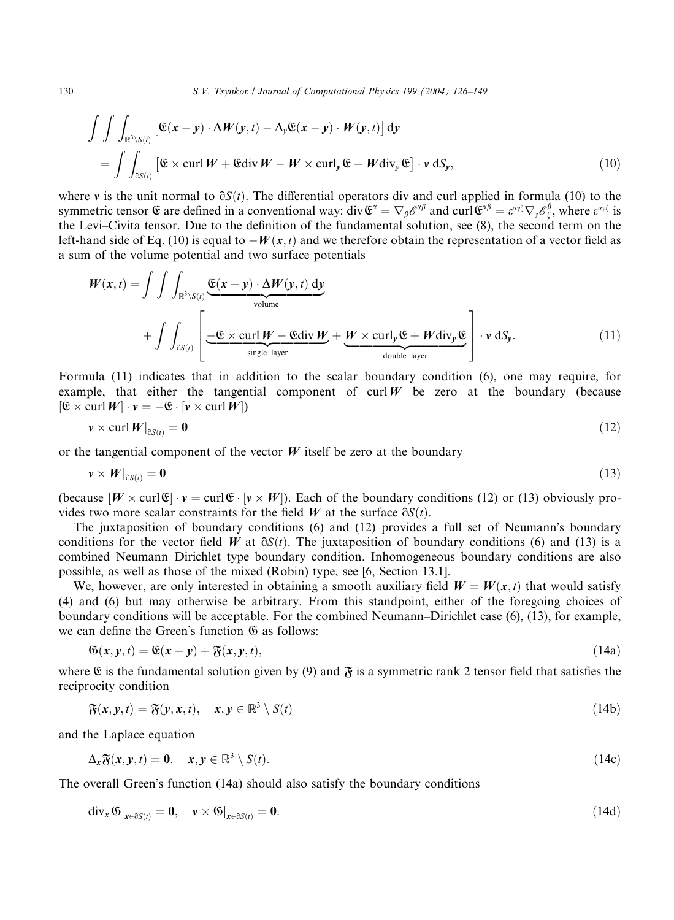$$
\int\int\int_{\mathbb{R}^3\setminus S(t)} \left[\mathfrak{E}(\boldsymbol{x}-\boldsymbol{y})\cdot\Delta \boldsymbol{W}(\boldsymbol{y},t) - \Delta_y \mathfrak{E}(\boldsymbol{x}-\boldsymbol{y})\cdot \boldsymbol{W}(\boldsymbol{y},t)\right] \mathrm{d}\boldsymbol{y}
$$
$$
= \int\int_{\partial S(t)} \left[\mathfrak{E}\times \operatorname{curl}\boldsymbol{W} + \mathfrak{E}\operatorname{div}\boldsymbol{W} - \boldsymbol{W}\times \operatorname{curl}_y \mathfrak{E} - \boldsymbol{W}\operatorname{div}_y\mathfrak{E}\right]\cdot \boldsymbol{v}\, \mathrm{d}S_y, \tag{10}
$$

where $\boldsymbol{v}$ is the unit normal to $\partial S(t)$. The differential operators div and curl applied in formula (10) to the symmetric tensor $\mathfrak{E}$ are defined in a conventional way: $\operatorname{div}\mathfrak{E}^{\alpha} = \nabla_{\beta}\mathscr{E}^{\alpha\beta}$ and $\operatorname{curl}\mathfrak{E}^{\alpha\beta} = \varepsilon^{\alpha\gamma\zeta}\nabla_{\gamma}\mathscr{E}^{\beta}_{\zeta}$, where $\varepsilon^{\alpha\gamma\zeta}$ is the Levi–Civita tensor. Due to the definition of the fundamental solution, see (8), the second term on the left-hand side of Eq. (10) is equal to $-\boldsymbol{W}(\boldsymbol{x},t)$ and we therefore obtain the representation of a vector field as a sum of the volume potential and two surface potentials

$$
\boldsymbol{W}(\boldsymbol{x},t) = \int\int\int_{\mathbb{R}^3\setminus S(t)} \underbrace{\mathfrak{E}(\boldsymbol{x}-\boldsymbol{y})\cdot\Delta\boldsymbol{W}(\boldsymbol{y},t)\,\mathrm{d}\boldsymbol{y}}_{\text{volume}}
$$
$$
+ \int\int_{\partial S(t)} \left[\underbrace{-\mathfrak{E}\times\operatorname{curl}\boldsymbol{W} - \mathfrak{E}\operatorname{div}\boldsymbol{W}}_{\text{single layer}} + \underbrace{\boldsymbol{W}\times\operatorname{curl}_y\mathfrak{E} + \boldsymbol{W}\operatorname{div}_y\mathfrak{E}}_{\text{double layer}}\right]\cdot\boldsymbol{v}\,\mathrm{d}S_y. \tag{11}
$$

Formula (11) indicates that in addition to the scalar boundary condition (6), one may require, for example, that either the tangential component of $\operatorname{curl}\boldsymbol{W}$ be zero at the boundary (because $[\mathfrak{E}\times\operatorname{curl}\boldsymbol{W}]\cdot\boldsymbol{v} = -\mathfrak{E}\cdot[\boldsymbol{v}\times\operatorname{curl}\boldsymbol{W}]$)

$$
\boldsymbol{v}\times\operatorname{curl}\boldsymbol{W}|_{\partial S(t)} = \boldsymbol{0} \tag{12}
$$

or the tangential component of the vector $\boldsymbol{W}$ itself be zero at the boundary

$$
\boldsymbol{v}\times\boldsymbol{W}|_{\partial S(t)} = \boldsymbol{0} \tag{13}
$$

(because $[\boldsymbol{W}\times\operatorname{curl}\mathfrak{E}]\cdot\boldsymbol{v} = \operatorname{curl}\mathfrak{E}\cdot[\boldsymbol{v}\times\boldsymbol{W}]$). Each of the boundary conditions (12) or (13) obviously provides two more scalar constraints for the field $\boldsymbol{W}$ at the surface $\partial S(t)$.

The juxtaposition of boundary conditions (6) and (12) provides a full set of Neumann's boundary conditions for the vector field $\boldsymbol{W}$ at $\partial S(t)$. The juxtaposition of boundary conditions (6) and (13) is a combined Neumann–Dirichlet type boundary condition. Inhomogeneous boundary conditions are also possible, as well as those of the mixed (Robin) type, see [6, Section 13.1].

We, however, are only interested in obtaining a smooth auxiliary field $\boldsymbol{W} = \boldsymbol{W}(\boldsymbol{x},t)$ that would satisfy (4) and (6) but may otherwise be arbitrary. From this standpoint, either of the foregoing choices of boundary conditions will be acceptable. For the combined Neumann–Dirichlet case (6), (13), for example, we can define the Green's function $\mathfrak{G}$ as follows:

$$
\mathfrak{G}(\boldsymbol{x},\boldsymbol{y},t) = \mathfrak{E}(\boldsymbol{x}-\boldsymbol{y}) + \mathfrak{F}(\boldsymbol{x},\boldsymbol{y},t), \tag{14a}
$$

where $\mathfrak{E}$ is the fundamental solution given by (9) and $\mathfrak{F}$ is a symmetric rank 2 tensor field that satisfies the reciprocity condition

$$
\mathfrak{F}(\boldsymbol{x},\boldsymbol{y},t) = \mathfrak{F}(\boldsymbol{y},\boldsymbol{x},t), \quad \boldsymbol{x},\boldsymbol{y}\in\mathbb{R}^3\setminus S(t) \tag{14b}
$$

and the Laplace equation

$$
\Delta_x\mathfrak{F}(\boldsymbol{x},\boldsymbol{y},t) = \boldsymbol{0}, \quad \boldsymbol{x},\boldsymbol{y}\in\mathbb{R}^3\setminus S(t). \tag{14c}
$$

The overall Green's function (14a) should also satisfy the boundary conditions

$$
\operatorname{div}_{\boldsymbol{x}}\mathfrak{G}|_{\boldsymbol{x}\in\partial S(t)} = \boldsymbol{0}, \quad \boldsymbol{v}\times\mathfrak{G}|_{\boldsymbol{x}\in\partial S(t)} = \boldsymbol{0}. \tag{14d}
$$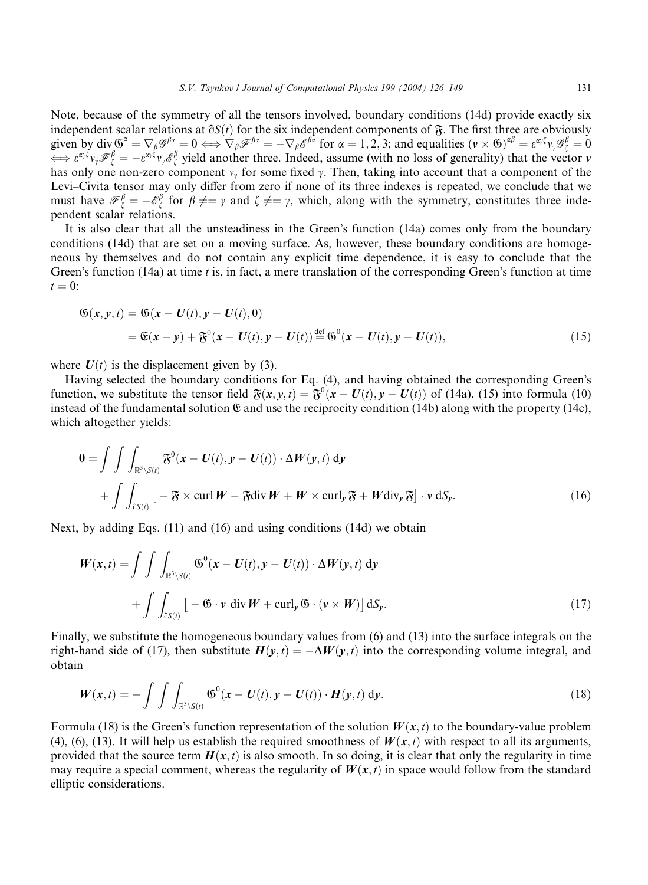Note, because of the symmetry of all the tensors involved, boundary conditions (14d) provide exactly six independent scalar relations at $\partial S(t)$ for the six independent components of $\mathfrak{F}$. The first three are obviously given by $\operatorname{div} \mathfrak{G}^\alpha = \nabla_\beta \mathscr{G}^{\beta\alpha} = 0 \iff \nabla_\beta \mathscr{F}^{\beta\alpha} = -\nabla_\beta \mathscr{E}^{\beta\alpha}$ for $\alpha = 1, 2, 3$; and equalities $(\boldsymbol{v} \times \mathfrak{G})^{\alpha\beta} = \varepsilon^{\alpha\gamma\zeta} v_\gamma \mathscr{G}^\beta_\zeta = 0 \iff \varepsilon^{\alpha\gamma\zeta} v_\gamma \mathscr{F}^\beta_\zeta = -\varepsilon^{\alpha\gamma\zeta} v_\gamma \mathscr{E}^\beta_\zeta$ yield another three. Indeed, assume (with no loss of generality) that the vector $\boldsymbol{v}$ has only one non-zero component $v_\gamma$ for some fixed $\gamma$. Then, taking into account that a component of the Levi–Civita tensor may only differ from zero if none of its three indexes is repeated, we conclude that we must have $\mathscr{F}^\beta_\zeta = -\mathscr{E}^\beta_\zeta$ for $\beta \neq \gamma$ and $\zeta \neq \gamma$, which, along with the symmetry, constitutes three independent scalar relations.

It is also clear that all the unsteadiness in the Green's function (14a) comes only from the boundary conditions (14d) that are set on a moving surface. As, however, these boundary conditions are homogeneous by themselves and do not contain any explicit time dependence, it is easy to conclude that the Green's function (14a) at time $t$ is, in fact, a mere translation of the corresponding Green's function at time $t = 0$:

$$
\begin{aligned}
\mathfrak{G}(\boldsymbol{x}, \boldsymbol{y}, t) &= \mathfrak{G}(\boldsymbol{x} - \boldsymbol{U}(t), \boldsymbol{y} - \boldsymbol{U}(t), 0) \\
&= \mathfrak{E}(\boldsymbol{x} - \boldsymbol{y}) + \mathfrak{F}^0(\boldsymbol{x} - \boldsymbol{U}(t), \boldsymbol{y} - \boldsymbol{U}(t)) \stackrel{\text{def}}{=} \mathfrak{G}^0(\boldsymbol{x} - \boldsymbol{U}(t), \boldsymbol{y} - \boldsymbol{U}(t)),
\end{aligned} \tag{15}
$$

where $\boldsymbol{U}(t)$ is the displacement given by (3).

Having selected the boundary conditions for Eq. (4), and having obtained the corresponding Green's function, we substitute the tensor field $\mathfrak{F}(\boldsymbol{x}, \boldsymbol{y}, t) = \mathfrak{F}^0(\boldsymbol{x} - \boldsymbol{U}(t), \boldsymbol{y} - \boldsymbol{U}(t))$ of (14a), (15) into formula (10) instead of the fundamental solution $\mathfrak{E}$ and use the reciprocity condition (14b) along with the property (14c), which altogether yields:

$$
\begin{aligned}
\boldsymbol{0} = &\int\int\int_{\mathbb{R}^3 \setminus S(t)} \mathfrak{F}^0(\boldsymbol{x} - \boldsymbol{U}(t), \boldsymbol{y} - \boldsymbol{U}(t)) \cdot \Delta \boldsymbol{W}(\boldsymbol{y}, t) \, \mathrm{d}\boldsymbol{y} \\
&+ \int\int_{\partial S(t)} \left[ -\mathfrak{F} \times \operatorname{curl} \boldsymbol{W} - \mathfrak{F} \operatorname{div} \boldsymbol{W} + \boldsymbol{W} \times \operatorname{curl}_{\boldsymbol{y}} \mathfrak{F} + \boldsymbol{W} \operatorname{div}_{\boldsymbol{y}} \mathfrak{F} \right] \cdot \boldsymbol{v} \, \mathrm{d}S_{\boldsymbol{y}}.
\end{aligned} \tag{16}
$$

Next, by adding Eqs. (11) and (16) and using conditions (14d) we obtain

$$
\begin{aligned}
\boldsymbol{W}(\boldsymbol{x}, t) = &\int\int\int_{\mathbb{R}^3 \setminus S(t)} \mathfrak{G}^0(\boldsymbol{x} - \boldsymbol{U}(t), \boldsymbol{y} - \boldsymbol{U}(t)) \cdot \Delta \boldsymbol{W}(\boldsymbol{y}, t) \, \mathrm{d}\boldsymbol{y} \\
&+ \int\int_{\partial S(t)} \left[ -\mathfrak{G} \cdot \boldsymbol{v} \, \operatorname{div} \boldsymbol{W} + \operatorname{curl}_{\boldsymbol{y}} \mathfrak{G} \cdot (\boldsymbol{v} \times \boldsymbol{W}) \right] \mathrm{d}S_{\boldsymbol{y}}.
\end{aligned} \tag{17}
$$

Finally, we substitute the homogeneous boundary values from (6) and (13) into the surface integrals on the right-hand side of (17), then substitute $\boldsymbol{H}(\boldsymbol{y}, t) = -\Delta \boldsymbol{W}(\boldsymbol{y}, t)$ into the corresponding volume integral, and obtain

$$
\boldsymbol{W}(\boldsymbol{x}, t) = -\int\int\int_{\mathbb{R}^3 \setminus S(t)} \mathfrak{G}^0(\boldsymbol{x} - \boldsymbol{U}(t), \boldsymbol{y} - \boldsymbol{U}(t)) \cdot \boldsymbol{H}(\boldsymbol{y}, t) \, \mathrm{d}\boldsymbol{y}. \tag{18}
$$

Formula (18) is the Green's function representation of the solution $\boldsymbol{W}(\boldsymbol{x}, t)$ to the boundary-value problem (4), (6), (13). It will help us establish the required smoothness of $\boldsymbol{W}(\boldsymbol{x}, t)$ with respect to all its arguments, provided that the source term $\boldsymbol{H}(\boldsymbol{x}, t)$ is also smooth. In so doing, it is clear that only the regularity in time may require a special comment, whereas the regularity of $\boldsymbol{W}(\boldsymbol{x}, t)$ in space would follow from the standard elliptic considerations.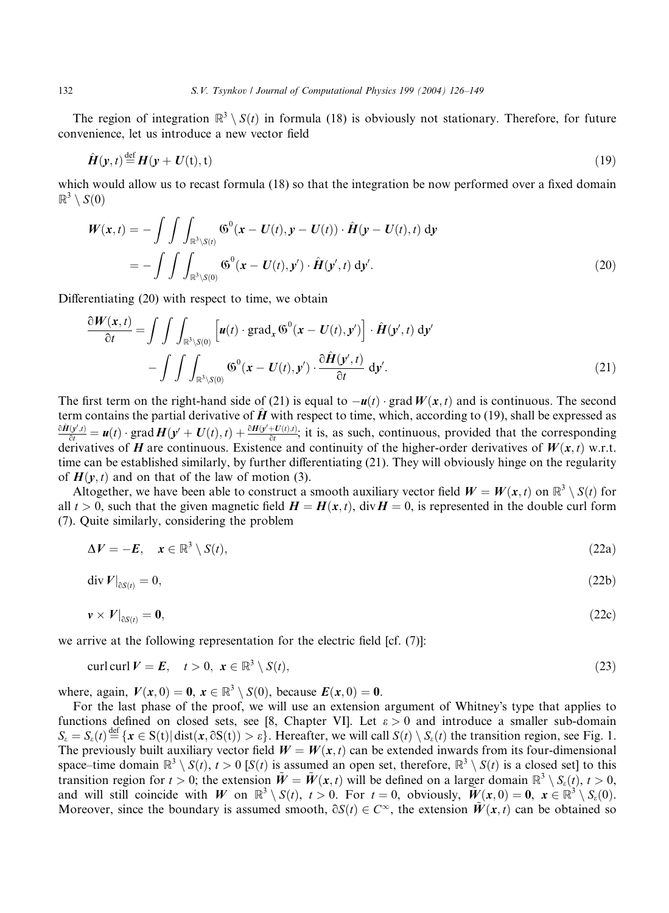The region of integration $\mathbb{R}^3 \setminus S(t)$ in formula (18) is obviously not stationary. Therefore, for future convenience, let us introduce a new vector field

$$\hat{\boldsymbol{H}}(\boldsymbol{y}, t) \stackrel{\text{def}}{=} \boldsymbol{H}(\boldsymbol{y} + \boldsymbol{U}(\text{t}), \text{t}) \tag{19}$$

which would allow us to recast formula (18) so that the integration be now performed over a fixed domain $\mathbb{R}^3 \setminus S(0)$

$$\begin{aligned}
\boldsymbol{W}(\boldsymbol{x}, t) &= -\int\int\int_{\mathbb{R}^3 \setminus S(t)} \mathfrak{G}^0(\boldsymbol{x} - \boldsymbol{U}(t), \boldsymbol{y} - \boldsymbol{U}(t)) \cdot \hat{\boldsymbol{H}}(\boldsymbol{y} - \boldsymbol{U}(t), t)\, \mathrm{d}\boldsymbol{y} \\
&= -\int\int\int_{\mathbb{R}^3 \setminus S(0)} \mathfrak{G}^0(\boldsymbol{x} - \boldsymbol{U}(t), \boldsymbol{y}') \cdot \hat{\boldsymbol{H}}(\boldsymbol{y}', t)\, \mathrm{d}\boldsymbol{y}'.
\end{aligned} \tag{20}$$

Differentiating (20) with respect to time, we obtain

$$\begin{aligned}
\frac{\partial \boldsymbol{W}(\boldsymbol{x}, t)}{\partial t} &= \int\int\int_{\mathbb{R}^3 \setminus S(0)} \left[\boldsymbol{u}(t) \cdot \operatorname{grad}_x \mathfrak{G}^0(\boldsymbol{x} - \boldsymbol{U}(t), \boldsymbol{y}')\right] \cdot \hat{\boldsymbol{H}}(\boldsymbol{y}', t)\, \mathrm{d}\boldsymbol{y}' \\
&\quad - \int\int\int_{\mathbb{R}^3 \setminus S(0)} \mathfrak{G}^0(\boldsymbol{x} - \boldsymbol{U}(t), \boldsymbol{y}') \cdot \frac{\partial \hat{\boldsymbol{H}}(\boldsymbol{y}', t)}{\partial t}\, \mathrm{d}\boldsymbol{y}'.
\end{aligned} \tag{21}$$

The first term on the right-hand side of (21) is equal to $-\boldsymbol{u}(t) \cdot \operatorname{grad} \boldsymbol{W}(\boldsymbol{x}, t)$ and is continuous. The second term contains the partial derivative of $\hat{\boldsymbol{H}}$ with respect to time, which, according to (19), shall be expressed as $\frac{\partial \hat{\boldsymbol{H}}(\boldsymbol{y}', t)}{\partial t} = \boldsymbol{u}(t) \cdot \operatorname{grad} \boldsymbol{H}(\boldsymbol{y}' + \boldsymbol{U}(t), t) + \frac{\partial \boldsymbol{H}(\boldsymbol{y}' + \boldsymbol{U}(t), t)}{\partial t}$; it is, as such, continuous, provided that the corresponding derivatives of $\boldsymbol{H}$ are continuous. Existence and continuity of the higher-order derivatives of $\boldsymbol{W}(\boldsymbol{x}, t)$ w.r.t. time can be established similarly, by further differentiating (21). They will obviously hinge on the regularity of $\boldsymbol{H}(\boldsymbol{y}, t)$ and on that of the law of motion (3).

Altogether, we have been able to construct a smooth auxiliary vector field $\boldsymbol{W} = \boldsymbol{W}(\boldsymbol{x}, t)$ on $\mathbb{R}^3 \setminus S(t)$ for all $t > 0$, such that the given magnetic field $\boldsymbol{H} = \boldsymbol{H}(\boldsymbol{x}, t)$, $\operatorname{div} \boldsymbol{H} = 0$, is represented in the double curl form (7). Quite similarly, considering the problem

$$\Delta \boldsymbol{V} = -\boldsymbol{E}, \quad \boldsymbol{x} \in \mathbb{R}^3 \setminus S(t), \tag{22a}$$

$$\operatorname{div} \boldsymbol{V}|_{\partial S(t)} = 0, \tag{22b}$$

$$\boldsymbol{v} \times \boldsymbol{V}|_{\partial S(t)} = \boldsymbol{0}, \tag{22c}$$

we arrive at the following representation for the electric field [cf. (7)]:

$$\operatorname{curl} \operatorname{curl} \boldsymbol{V} = \boldsymbol{E}, \quad t > 0, \ \boldsymbol{x} \in \mathbb{R}^3 \setminus S(t), \tag{23}$$

where, again, $\boldsymbol{V}(\boldsymbol{x}, 0) = \boldsymbol{0}$, $\boldsymbol{x} \in \mathbb{R}^3 \setminus S(0)$, because $\boldsymbol{E}(\boldsymbol{x}, 0) = \boldsymbol{0}$.

For the last phase of the proof, we will use an extension argument of Whitney's type that applies to functions defined on closed sets, see [8, Chapter VI]. Let $\varepsilon > 0$ and introduce a smaller sub-domain $S_\varepsilon = S_\varepsilon(t) \stackrel{\text{def}}{=} \{\boldsymbol{x} \in \text{S}(\text{t}) | \operatorname{dist}(\boldsymbol{x}, \partial \text{S}(\text{t})) > \varepsilon\}$. Hereafter, we will call $S(t) \setminus S_\varepsilon(t)$ the transition region, see Fig. 1. The previously built auxiliary vector field $\boldsymbol{W} = \boldsymbol{W}(\boldsymbol{x}, t)$ can be extended inwards from its four-dimensional space–time domain $\mathbb{R}^3 \setminus S(t)$, $t > 0$ [$S(t)$ is assumed an open set, therefore, $\mathbb{R}^3 \setminus S(t)$ is a closed set] to this transition region for $t > 0$; the extension $\tilde{\boldsymbol{W}} = \tilde{\boldsymbol{W}}(\boldsymbol{x}, t)$ will be defined on a larger domain $\mathbb{R}^3 \setminus S_\varepsilon(t)$, $t > 0$, and will still coincide with $\boldsymbol{W}$ on $\mathbb{R}^3 \setminus S(t)$, $t > 0$. For $t = 0$, obviously, $\tilde{\boldsymbol{W}}(\boldsymbol{x}, 0) = \boldsymbol{0}$, $\boldsymbol{x} \in \mathbb{R}^3 \setminus S_\varepsilon(0)$. Moreover, since the boundary is assumed smooth, $\partial S(t) \in C^\infty$, the extension $\tilde{\boldsymbol{W}}(\boldsymbol{x}, t)$ can be obtained so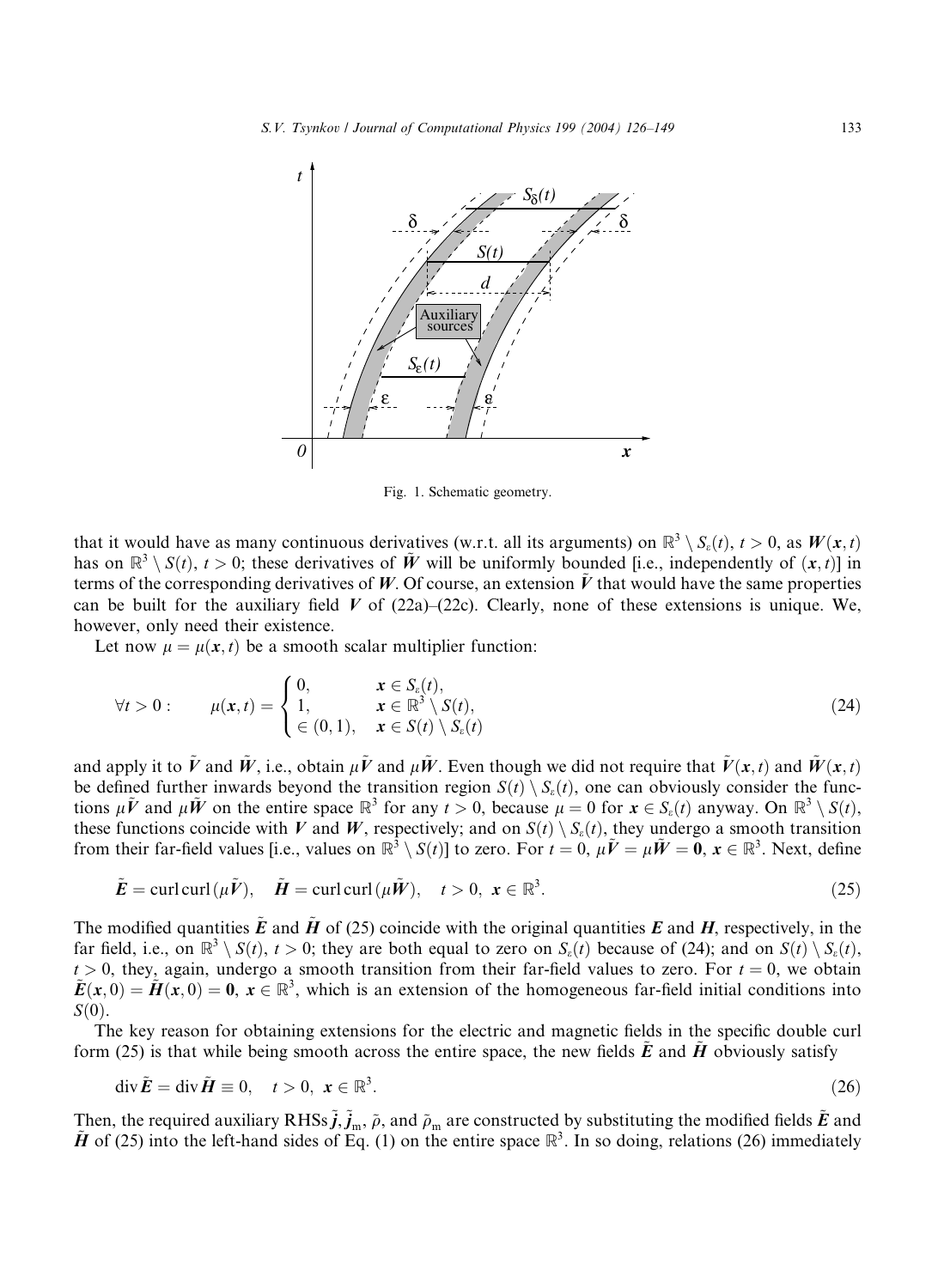Fig. 1. Schematic geometry.

that it would have as many continuous derivatives (w.r.t. all its arguments) on $\mathbb{R}^3 \setminus S_\varepsilon(t)$, $t > 0$, as $\boldsymbol{W}(\boldsymbol{x}, t)$ has on $\mathbb{R}^3 \setminus S(t)$, $t > 0$; these derivatives of $\tilde{\boldsymbol{W}}$ will be uniformly bounded [i.e., independently of $(\boldsymbol{x}, t)$] in terms of the corresponding derivatives of $\boldsymbol{W}$. Of course, an extension $\tilde{\boldsymbol{V}}$ that would have the same properties can be built for the auxiliary field $\boldsymbol{V}$ of (22a)–(22c). Clearly, none of these extensions is unique. We, however, only need their existence.

Let now $\mu = \mu(\boldsymbol{x}, t)$ be a smooth scalar multiplier function:

$$\forall t > 0: \qquad \mu(\boldsymbol{x}, t) = \begin{cases} 0, & \boldsymbol{x} \in S_\varepsilon(t), \\ 1, & \boldsymbol{x} \in \mathbb{R}^3 \setminus S(t), \\ \in (0, 1), & \boldsymbol{x} \in S(t) \setminus S_\varepsilon(t) \end{cases} \tag{24}$$

and apply it to $\tilde{\boldsymbol{V}}$ and $\tilde{\boldsymbol{W}}$, i.e., obtain $\mu\tilde{\boldsymbol{V}}$ and $\mu\tilde{\boldsymbol{W}}$. Even though we did not require that $\tilde{\boldsymbol{V}}(\boldsymbol{x}, t)$ and $\tilde{\boldsymbol{W}}(\boldsymbol{x}, t)$ be defined further inwards beyond the transition region $S(t) \setminus S_\varepsilon(t)$, one can obviously consider the functions $\mu\tilde{\boldsymbol{V}}$ and $\mu\tilde{\boldsymbol{W}}$ on the entire space $\mathbb{R}^3$ for any $t > 0$, because $\mu = 0$ for $\boldsymbol{x} \in S_\varepsilon(t)$ anyway. On $\mathbb{R}^3 \setminus S(t)$, these functions coincide with $\boldsymbol{V}$ and $\boldsymbol{W}$, respectively; and on $S(t) \setminus S_\varepsilon(t)$, they undergo a smooth transition from their far-field values [i.e., values on $\mathbb{R}^3 \setminus S(t)$] to zero. For $t = 0$, $\mu\tilde{\boldsymbol{V}} = \mu\tilde{\boldsymbol{W}} = \boldsymbol{0}$, $\boldsymbol{x} \in \mathbb{R}^3$. Next, define

$$\tilde{\boldsymbol{E}} = \operatorname{curl}\operatorname{curl}(\mu\tilde{\boldsymbol{V}}), \quad \tilde{\boldsymbol{H}} = \operatorname{curl}\operatorname{curl}(\mu\tilde{\boldsymbol{W}}), \quad t > 0, \ \boldsymbol{x} \in \mathbb{R}^3. \tag{25}$$

The modified quantities $\tilde{\boldsymbol{E}}$ and $\tilde{\boldsymbol{H}}$ of (25) coincide with the original quantities $\boldsymbol{E}$ and $\boldsymbol{H}$, respectively, in the far field, i.e., on $\mathbb{R}^3 \setminus S(t)$, $t > 0$; they are both equal to zero on $S_\varepsilon(t)$ because of (24); and on $S(t) \setminus S_\varepsilon(t)$, $t > 0$, they, again, undergo a smooth transition from their far-field values to zero. For $t = 0$, we obtain $\tilde{\boldsymbol{E}}(\boldsymbol{x}, 0) = \tilde{\boldsymbol{H}}(\boldsymbol{x}, 0) = \boldsymbol{0}$, $\boldsymbol{x} \in \mathbb{R}^3$, which is an extension of the homogeneous far-field initial conditions into $S(0)$.

The key reason for obtaining extensions for the electric and magnetic fields in the specific double curl form (25) is that while being smooth across the entire space, the new fields $\tilde{\boldsymbol{E}}$ and $\tilde{\boldsymbol{H}}$ obviously satisfy

$$\operatorname{div}\tilde{\boldsymbol{E}} = \operatorname{div}\tilde{\boldsymbol{H}} \equiv 0, \quad t > 0, \ \boldsymbol{x} \in \mathbb{R}^3. \tag{26}$$

Then, the required auxiliary RHSs $\tilde{\boldsymbol{j}}, \tilde{\boldsymbol{j}}_\mathrm{m}$, $\tilde{\rho}$, and $\tilde{\rho}_\mathrm{m}$ are constructed by substituting the modified fields $\tilde{\boldsymbol{E}}$ and $\tilde{\boldsymbol{H}}$ of (25) into the left-hand sides of Eq. (1) on the entire space $\mathbb{R}^3$. In so doing, relations (26) immediately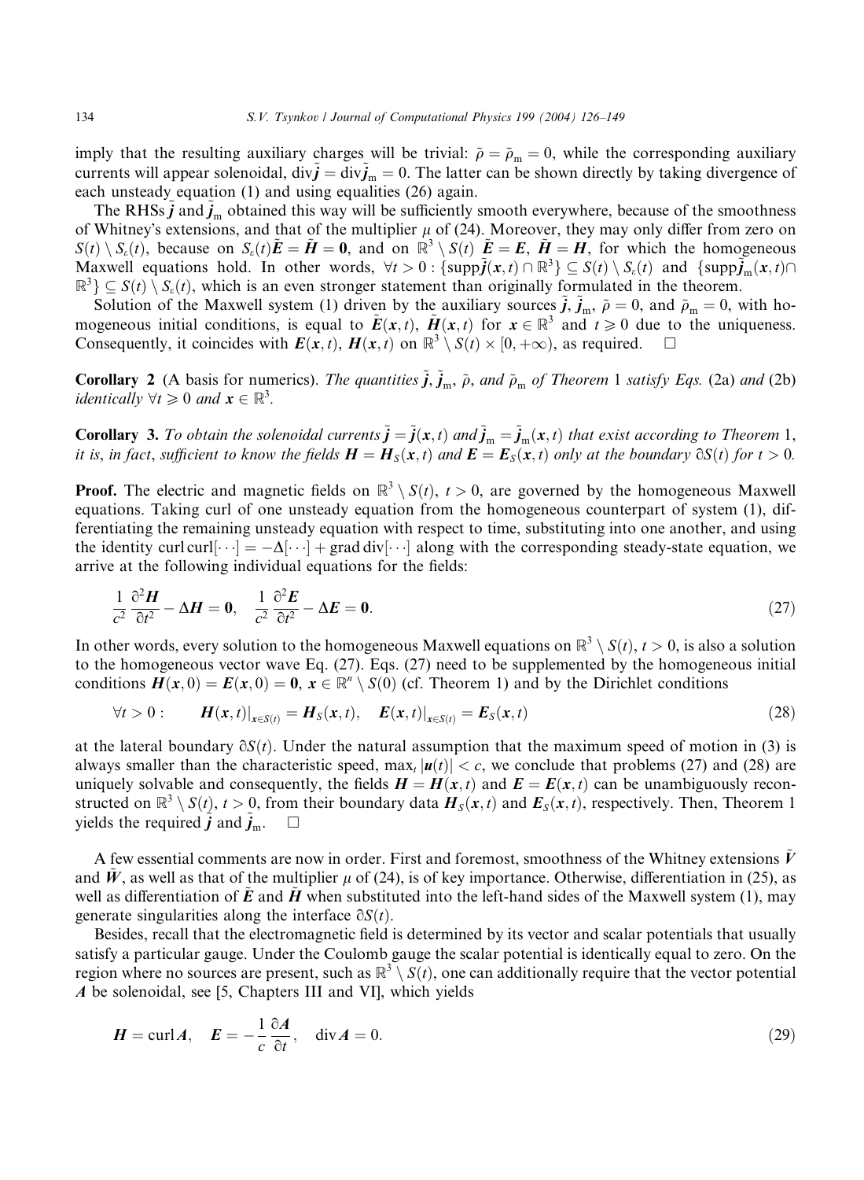imply that the resulting auxiliary charges will be trivial: $\tilde{\rho} = \tilde{\rho}_m = 0$, while the corresponding auxiliary currents will appear solenoidal, $\operatorname{div}\tilde{\boldsymbol{j}} = \operatorname{div}\tilde{\boldsymbol{j}}_m = 0$. The latter can be shown directly by taking divergence of each unsteady equation (1) and using equalities (26) again.

The RHSs $\tilde{\boldsymbol{j}}$ and $\tilde{\boldsymbol{j}}_m$ obtained this way will be sufficiently smooth everywhere, because of the smoothness of Whitney's extensions, and that of the multiplier $\mu$ of (24). Moreover, they may only differ from zero on $S(t) \setminus S_\varepsilon(t)$, because on $S_\varepsilon(t)\tilde{\boldsymbol{E}} = \tilde{\boldsymbol{H}} = \boldsymbol{0}$, and on $\mathbb{R}^3 \setminus S(t)$ $\tilde{\boldsymbol{E}} = \boldsymbol{E}$, $\tilde{\boldsymbol{H}} = \boldsymbol{H}$, for which the homogeneous Maxwell equations hold. In other words, $\forall t > 0 : \{\operatorname{supp}\tilde{\boldsymbol{j}}(\boldsymbol{x}, t) \cap \mathbb{R}^3\} \subseteq S(t) \setminus S_\varepsilon(t)$ and $\{\operatorname{supp}\tilde{\boldsymbol{j}}_m(\boldsymbol{x}, t) \cap \mathbb{R}^3\} \subseteq S(t) \setminus S_\varepsilon(t)$, which is an even stronger statement than originally formulated in the theorem.

Solution of the Maxwell system (1) driven by the auxiliary sources $\tilde{\boldsymbol{j}}$, $\tilde{\boldsymbol{j}}_m$, $\tilde{\rho} = 0$, and $\tilde{\rho}_m = 0$, with homogeneous initial conditions, is equal to $\tilde{\boldsymbol{E}}(\boldsymbol{x}, t)$, $\tilde{\boldsymbol{H}}(\boldsymbol{x}, t)$ for $\boldsymbol{x} \in \mathbb{R}^3$ and $t \geqslant 0$ due to the uniqueness. Consequently, it coincides with $\boldsymbol{E}(\boldsymbol{x}, t)$, $\boldsymbol{H}(\boldsymbol{x}, t)$ on $\mathbb{R}^3 \setminus S(t) \times [0, +\infty)$, as required. □

**Corollary 2** (A basis for numerics). *The quantities $\tilde{\boldsymbol{j}}$, $\tilde{\boldsymbol{j}}_m$, $\tilde{\rho}$, and $\tilde{\rho}_m$ of Theorem 1 satisfy Eqs. (2a) and (2b) identically $\forall t \geqslant 0$ and $\boldsymbol{x} \in \mathbb{R}^3$.*

**Corollary 3.** *To obtain the solenoidal currents $\tilde{\boldsymbol{j}} = \tilde{\boldsymbol{j}}(\boldsymbol{x}, t)$ and $\tilde{\boldsymbol{j}}_m = \tilde{\boldsymbol{j}}_m(\boldsymbol{x}, t)$ that exist according to Theorem 1, it is, in fact, sufficient to know the fields $\boldsymbol{H} = \boldsymbol{H}_S(\boldsymbol{x}, t)$ and $\boldsymbol{E} = \boldsymbol{E}_S(\boldsymbol{x}, t)$ only at the boundary $\partial S(t)$ for $t > 0$.*

**Proof.** The electric and magnetic fields on $\mathbb{R}^3 \setminus S(t)$, $t > 0$, are governed by the homogeneous Maxwell equations. Taking curl of one unsteady equation from the homogeneous counterpart of system (1), differentiating the remaining unsteady equation with respect to time, substituting into one another, and using the identity $\operatorname{curl}\operatorname{curl}[\cdots] = -\Delta[\cdots] + \operatorname{grad}\operatorname{div}[\cdots]$ along with the corresponding steady-state equation, we arrive at the following individual equations for the fields:

$$\frac{1}{c^2}\frac{\partial^2 \boldsymbol{H}}{\partial t^2} - \Delta \boldsymbol{H} = \boldsymbol{0}, \quad \frac{1}{c^2}\frac{\partial^2 \boldsymbol{E}}{\partial t^2} - \Delta \boldsymbol{E} = \boldsymbol{0}. \tag{27}$$

In other words, every solution to the homogeneous Maxwell equations on $\mathbb{R}^3 \setminus S(t)$, $t > 0$, is also a solution to the homogeneous vector wave Eq. (27). Eqs. (27) need to be supplemented by the homogeneous initial conditions $\boldsymbol{H}(\boldsymbol{x}, 0) = \boldsymbol{E}(\boldsymbol{x}, 0) = \boldsymbol{0}$, $\boldsymbol{x} \in \mathbb{R}^n \setminus S(0)$ (cf. Theorem 1) and by the Dirichlet conditions

$$\forall t > 0: \qquad \boldsymbol{H}(\boldsymbol{x}, t)|_{\boldsymbol{x} \in S(t)} = \boldsymbol{H}_S(\boldsymbol{x}, t), \quad \boldsymbol{E}(\boldsymbol{x}, t)|_{\boldsymbol{x} \in S(t)} = \boldsymbol{E}_S(\boldsymbol{x}, t) \tag{28}$$

at the lateral boundary $\partial S(t)$. Under the natural assumption that the maximum speed of motion in (3) is always smaller than the characteristic speed, $\max_t |\boldsymbol{u}(t)| < c$, we conclude that problems (27) and (28) are uniquely solvable and consequently, the fields $\boldsymbol{H} = \boldsymbol{H}(\boldsymbol{x}, t)$ and $\boldsymbol{E} = \boldsymbol{E}(\boldsymbol{x}, t)$ can be unambiguously reconstructed on $\mathbb{R}^3 \setminus S(t)$, $t > 0$, from their boundary data $\boldsymbol{H}_S(\boldsymbol{x}, t)$ and $\boldsymbol{E}_S(\boldsymbol{x}, t)$, respectively. Then, Theorem 1 yields the required $\tilde{\boldsymbol{j}}$ and $\tilde{\boldsymbol{j}}_m$. □

A few essential comments are now in order. First and foremost, smoothness of the Whitney extensions $\tilde{\boldsymbol{V}}$ and $\tilde{\boldsymbol{W}}$, as well as that of the multiplier $\mu$ of (24), is of key importance. Otherwise, differentiation in (25), as well as differentiation of $\tilde{\boldsymbol{E}}$ and $\tilde{\boldsymbol{H}}$ when substituted into the left-hand sides of the Maxwell system (1), may generate singularities along the interface $\partial S(t)$.

Besides, recall that the electromagnetic field is determined by its vector and scalar potentials that usually satisfy a particular gauge. Under the Coulomb gauge the scalar potential is identically equal to zero. On the region where no sources are present, such as $\mathbb{R}^3 \setminus S(t)$, one can additionally require that the vector potential $\boldsymbol{A}$ be solenoidal, see [5, Chapters III and VI], which yields

$$\boldsymbol{H} = \operatorname{curl}\boldsymbol{A}, \quad \boldsymbol{E} = -\frac{1}{c}\frac{\partial \boldsymbol{A}}{\partial t}, \quad \operatorname{div}\boldsymbol{A} = 0. \tag{29}$$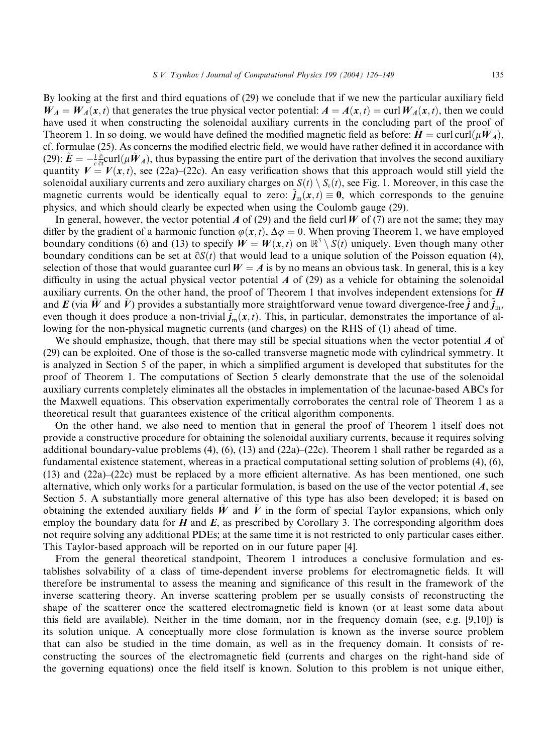By looking at the first and third equations of (29) we conclude that if we new the particular auxiliary field $\boldsymbol{W}_{\boldsymbol{A}} = \boldsymbol{W}_{\boldsymbol{A}}(\boldsymbol{x}, t)$ that generates the true physical vector potential: $\boldsymbol{A} = \boldsymbol{A}(\boldsymbol{x}, t) = \operatorname{curl} \boldsymbol{W}_{\boldsymbol{A}}(\boldsymbol{x}, t)$, then we could have used it when constructing the solenoidal auxiliary currents in the concluding part of the proof of Theorem 1. In so doing, we would have defined the modified magnetic field as before: $\tilde{\boldsymbol{H}} = \operatorname{curl}\operatorname{curl}(\mu \tilde{\boldsymbol{W}}_{\boldsymbol{A}})$, cf. formulae (25). As concerns the modified electric field, we would have rather defined it in accordance with (29): $\tilde{\boldsymbol{E}} = -\frac{1}{c}\frac{\partial}{\partial t}\operatorname{curl}(\mu \tilde{\boldsymbol{W}}_{\boldsymbol{A}})$, thus bypassing the entire part of the derivation that involves the second auxiliary quantity $\boldsymbol{V} = \boldsymbol{V}(\boldsymbol{x}, t)$, see (22a)–(22c). An easy verification shows that this approach would still yield the solenoidal auxiliary currents and zero auxiliary charges on $S(t) \setminus S_\varepsilon(t)$, see Fig. 1. Moreover, in this case the magnetic currents would be identically equal to zero: $\tilde{\boldsymbol{j}}_{\mathrm{m}}(\boldsymbol{x}, t) \equiv \boldsymbol{0}$, which corresponds to the genuine physics, and which should clearly be expected when using the Coulomb gauge (29).

In general, however, the vector potential $\boldsymbol{A}$ of (29) and the field $\operatorname{curl} \boldsymbol{W}$ of (7) are not the same; they may differ by the gradient of a harmonic function $\varphi(\boldsymbol{x}, t)$, $\Delta\varphi = 0$. When proving Theorem 1, we have employed boundary conditions (6) and (13) to specify $\boldsymbol{W} = \boldsymbol{W}(\boldsymbol{x}, t)$ on $\mathbb{R}^3 \setminus S(t)$ uniquely. Even though many other boundary conditions can be set at $\partial S(t)$ that would lead to a unique solution of the Poisson equation (4), selection of those that would guarantee $\operatorname{curl} \boldsymbol{W} = \boldsymbol{A}$ is by no means an obvious task. In general, this is a key difficulty in using the actual physical vector potential $\boldsymbol{A}$ of (29) as a vehicle for obtaining the solenoidal auxiliary currents. On the other hand, the proof of Theorem 1 that involves independent extensions for $\boldsymbol{H}$ and $\boldsymbol{E}$ (via $\tilde{\boldsymbol{W}}$ and $\tilde{\boldsymbol{V}}$) provides a substantially more straightforward venue toward divergence-free $\tilde{\boldsymbol{j}}$ and $\tilde{\boldsymbol{j}}_{\mathrm{m}}$, even though it does produce a non-trivial $\tilde{\boldsymbol{j}}_{\mathrm{m}}(\boldsymbol{x}, t)$. This, in particular, demonstrates the importance of allowing for the non-physical magnetic currents (and charges) on the RHS of (1) ahead of time.

We should emphasize, though, that there may still be special situations when the vector potential $\boldsymbol{A}$ of (29) can be exploited. One of those is the so-called transverse magnetic mode with cylindrical symmetry. It is analyzed in Section 5 of the paper, in which a simplified argument is developed that substitutes for the proof of Theorem 1. The computations of Section 5 clearly demonstrate that the use of the solenoidal auxiliary currents completely eliminates all the obstacles in implementation of the lacunae-based ABCs for the Maxwell equations. This observation experimentally corroborates the central role of Theorem 1 as a theoretical result that guarantees existence of the critical algorithm components.

On the other hand, we also need to mention that in general the proof of Theorem 1 itself does not provide a constructive procedure for obtaining the solenoidal auxiliary currents, because it requires solving additional boundary-value problems (4), (6), (13) and (22a)–(22c). Theorem 1 shall rather be regarded as a fundamental existence statement, whereas in a practical computational setting solution of problems (4), (6), (13) and (22a)–(22c) must be replaced by a more efficient alternative. As has been mentioned, one such alternative, which only works for a particular formulation, is based on the use of the vector potential $\boldsymbol{A}$, see Section 5. A substantially more general alternative of this type has also been developed; it is based on obtaining the extended auxiliary fields $\tilde{\boldsymbol{W}}$ and $\tilde{\boldsymbol{V}}$ in the form of special Taylor expansions, which only employ the boundary data for $\boldsymbol{H}$ and $\boldsymbol{E}$, as prescribed by Corollary 3. The corresponding algorithm does not require solving any additional PDEs; at the same time it is not restricted to only particular cases either. This Taylor-based approach will be reported on in our future paper [4].

From the general theoretical standpoint, Theorem 1 introduces a conclusive formulation and establishes solvability of a class of time-dependent inverse problems for electromagnetic fields. It will therefore be instrumental to assess the meaning and significance of this result in the framework of the inverse scattering theory. An inverse scattering problem per se usually consists of reconstructing the shape of the scatterer once the scattered electromagnetic field is known (or at least some data about this field are available). Neither in the time domain, nor in the frequency domain (see, e.g. [9,10]) is its solution unique. A conceptually more close formulation is known as the inverse source problem that can also be studied in the time domain, as well as in the frequency domain. It consists of reconstructing the sources of the electromagnetic field (currents and charges on the right-hand side of the governing equations) once the field itself is known. Solution to this problem is not unique either,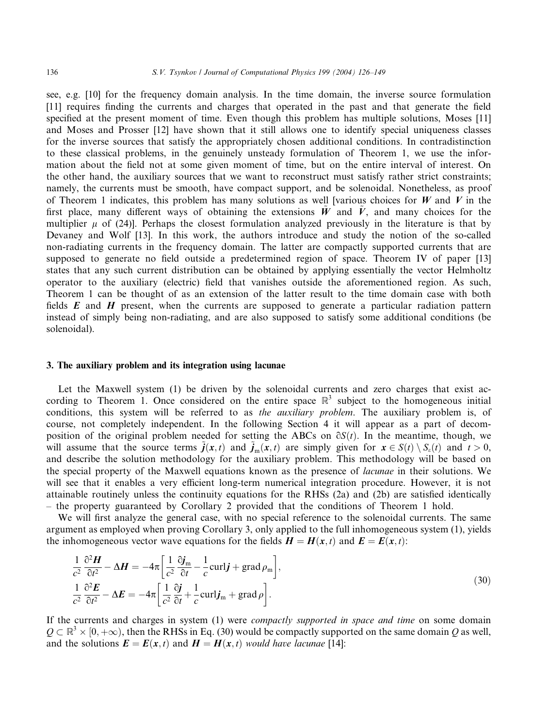see, e.g. [10] for the frequency domain analysis. In the time domain, the inverse source formulation [11] requires finding the currents and charges that operated in the past and that generate the field specified at the present moment of time. Even though this problem has multiple solutions, Moses [11] and Moses and Prosser [12] have shown that it still allows one to identify special uniqueness classes for the inverse sources that satisfy the appropriately chosen additional conditions. In contradistinction to these classical problems, in the genuinely unsteady formulation of Theorem 1, we use the information about the field not at some given moment of time, but on the entire interval of interest. On the other hand, the auxiliary sources that we want to reconstruct must satisfy rather strict constraints; namely, the currents must be smooth, have compact support, and be solenoidal. Nonetheless, as proof of Theorem 1 indicates, this problem has many solutions as well [various choices for $\boldsymbol{W}$ and $\boldsymbol{V}$ in the first place, many different ways of obtaining the extensions $\tilde{\boldsymbol{W}}$ and $\tilde{\boldsymbol{V}}$, and many choices for the multiplier $\mu$ of (24)]. Perhaps the closest formulation analyzed previously in the literature is that by Devaney and Wolf [13]. In this work, the authors introduce and study the notion of the so-called non-radiating currents in the frequency domain. The latter are compactly supported currents that are supposed to generate no field outside a predetermined region of space. Theorem IV of paper [13] states that any such current distribution can be obtained by applying essentially the vector Helmholtz operator to the auxiliary (electric) field that vanishes outside the aforementioned region. As such, Theorem 1 can be thought of as an extension of the latter result to the time domain case with both fields $\boldsymbol{E}$ and $\boldsymbol{H}$ present, when the currents are supposed to generate a particular radiation pattern instead of simply being non-radiating, and are also supposed to satisfy some additional conditions (be solenoidal).

## 3. The auxiliary problem and its integration using lacunae

Let the Maxwell system (1) be driven by the solenoidal currents and zero charges that exist according to Theorem 1. Once considered on the entire space $\mathbb{R}^3$ subject to the homogeneous initial conditions, this system will be referred to as *the auxiliary problem*. The auxiliary problem is, of course, not completely independent. In the following Section 4 it will appear as a part of decomposition of the original problem needed for setting the ABCs on $\partial S(t)$. In the meantime, though, we will assume that the source terms $\tilde{\boldsymbol{j}}(\boldsymbol{x},t)$ and $\tilde{\boldsymbol{j}}_{\mathrm{m}}(\boldsymbol{x},t)$ are simply given for $\boldsymbol{x} \in S(t) \setminus S_\varepsilon(t)$ and $t > 0$, and describe the solution methodology for the auxiliary problem. This methodology will be based on the special property of the Maxwell equations known as the presence of *lacunae* in their solutions. We will see that it enables a very efficient long-term numerical integration procedure. However, it is not attainable routinely unless the continuity equations for the RHSs (2a) and (2b) are satisfied identically – the property guaranteed by Corollary 2 provided that the conditions of Theorem 1 hold.

We will first analyze the general case, with no special reference to the solenoidal currents. The same argument as employed when proving Corollary 3, only applied to the full inhomogeneous system (1), yields the inhomogeneous vector wave equations for the fields $\boldsymbol{H} = \boldsymbol{H}(\boldsymbol{x},t)$ and $\boldsymbol{E} = \boldsymbol{E}(\boldsymbol{x},t)$:

$$
\begin{aligned}
\frac{1}{c^2}\frac{\partial^2 \boldsymbol{H}}{\partial t^2} - \Delta \boldsymbol{H} &= -4\pi\left[\frac{1}{c^2}\frac{\partial \boldsymbol{j}_{\mathrm{m}}}{\partial t} - \frac{1}{c}\operatorname{curl}\boldsymbol{j} + \operatorname{grad}\rho_{\mathrm{m}}\right], \\
\frac{1}{c^2}\frac{\partial^2 \boldsymbol{E}}{\partial t^2} - \Delta \boldsymbol{E} &= -4\pi\left[\frac{1}{c^2}\frac{\partial \boldsymbol{j}}{\partial t} + \frac{1}{c}\operatorname{curl}\boldsymbol{j}_{\mathrm{m}} + \operatorname{grad}\rho\right].
\end{aligned}
\tag{30}
$$

If the currents and charges in system (1) were *compactly supported in space and time* on some domain $Q \subset \mathbb{R}^3 \times [0, +\infty)$, then the RHSs in Eq. (30) would be compactly supported on the same domain $Q$ as well, and the solutions $\boldsymbol{E} = \boldsymbol{E}(\boldsymbol{x},t)$ and $\boldsymbol{H} = \boldsymbol{H}(\boldsymbol{x},t)$ *would have lacunae* [14]: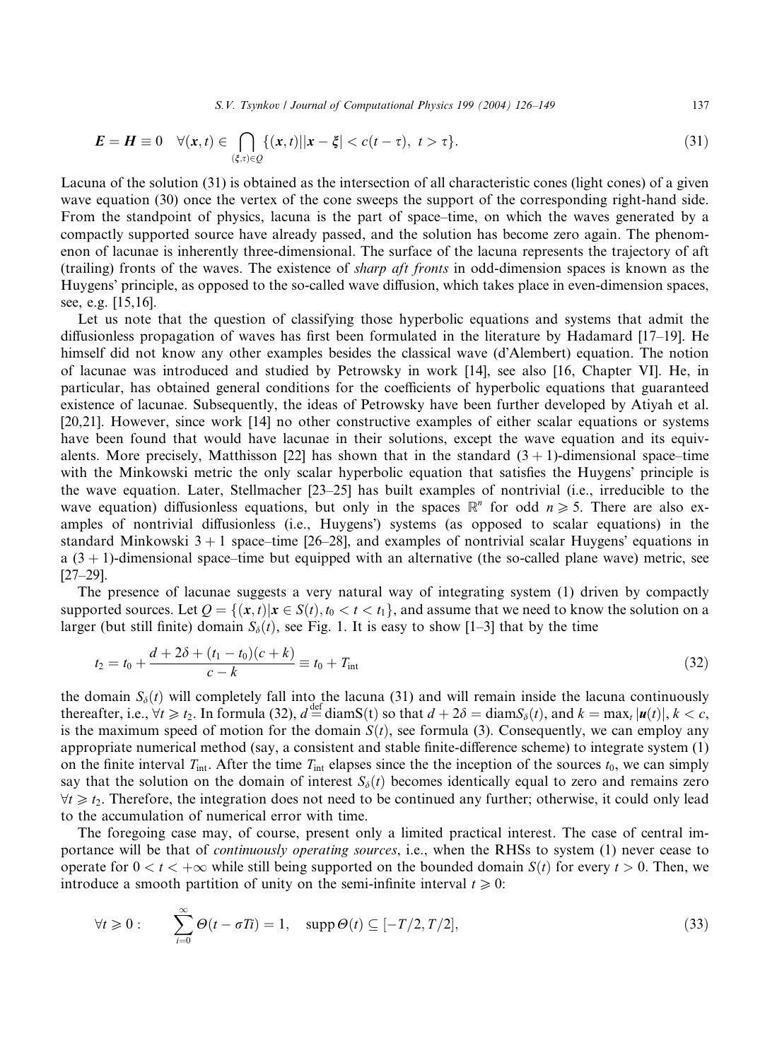$$\boldsymbol{E} = \boldsymbol{H} \equiv 0 \quad \forall (\boldsymbol{x}, t) \in \bigcap_{(\boldsymbol{\xi}, \tau) \in Q} \{(\boldsymbol{x}, t) | |\boldsymbol{x} - \boldsymbol{\xi}| < c(t - \tau),\ t > \tau\}. \tag{31}$$

Lacuna of the solution (31) is obtained as the intersection of all characteristic cones (light cones) of a given wave equation (30) once the vertex of the cone sweeps the support of the corresponding right-hand side. From the standpoint of physics, lacuna is the part of space–time, on which the waves generated by a compactly supported source have already passed, and the solution has become zero again. The phenomenon of lacunae is inherently three-dimensional. The surface of the lacuna represents the trajectory of aft (trailing) fronts of the waves. The existence of *sharp aft fronts* in odd-dimension spaces is known as the Huygens' principle, as opposed to the so-called wave diffusion, which takes place in even-dimension spaces, see, e.g. [15,16].

Let us note that the question of classifying those hyperbolic equations and systems that admit the diffusionless propagation of waves has first been formulated in the literature by Hadamard [17–19]. He himself did not know any other examples besides the classical wave (d'Alembert) equation. The notion of lacunae was introduced and studied by Petrowsky in work [14], see also [16, Chapter VI]. He, in particular, has obtained general conditions for the coefficients of hyperbolic equations that guaranteed existence of lacunae. Subsequently, the ideas of Petrowsky have been further developed by Atiyah et al. [20,21]. However, since work [14] no other constructive examples of either scalar equations or systems have been found that would have lacunae in their solutions, except the wave equation and its equivalents. More precisely, Matthisson [22] has shown that in the standard $(3+1)$-dimensional space–time with the Minkowski metric the only scalar hyperbolic equation that satisfies the Huygens' principle is the wave equation. Later, Stellmacher [23–25] has built examples of nontrivial (i.e., irreducible to the wave equation) diffusionless equations, but only in the spaces $\mathbb{R}^n$ for odd $n \geqslant 5$. There are also examples of nontrivial diffusionless (i.e., Huygens') systems (as opposed to scalar equations) in the standard Minkowski $3+1$ space–time [26–28], and examples of nontrivial scalar Huygens' equations in a $(3+1)$-dimensional space–time but equipped with an alternative (the so-called plane wave) metric, see [27–29].

The presence of lacunae suggests a very natural way of integrating system (1) driven by compactly supported sources. Let $Q = \{(\boldsymbol{x}, t) | \boldsymbol{x} \in S(t), t_0 < t < t_1\}$, and assume that we need to know the solution on a larger (but still finite) domain $S_\delta(t)$, see Fig. 1. It is easy to show [1–3] that by the time

$$t_2 = t_0 + \frac{d + 2\delta + (t_1 - t_0)(c + k)}{c - k} \equiv t_0 + T_{\text{int}} \tag{32}$$

the domain $S_\delta(t)$ will completely fall into the lacuna (31) and will remain inside the lacuna continuously thereafter, i.e., $\forall t \geqslant t_2$. In formula (32), $d \stackrel{\text{def}}{=} \operatorname{diam} S(t)$ so that $d + 2\delta = \operatorname{diam} S_\delta(t)$, and $k = \max_t |\boldsymbol{u}(t)|$, $k < c$, is the maximum speed of motion for the domain $S(t)$, see formula (3). Consequently, we can employ any appropriate numerical method (say, a consistent and stable finite-difference scheme) to integrate system (1) on the finite interval $T_{\text{int}}$. After the time $T_{\text{int}}$ elapses since the the inception of the sources $t_0$, we can simply say that the solution on the domain of interest $S_\delta(t)$ becomes identically equal to zero and remains zero $\forall t \geqslant t_2$. Therefore, the integration does not need to be continued any further; otherwise, it could only lead to the accumulation of numerical error with time.

The foregoing case may, of course, present only a limited practical interest. The case of central importance will be that of *continuously operating sources*, i.e., when the RHSs to system (1) never cease to operate for $0 < t < +\infty$ while still being supported on the bounded domain $S(t)$ for every $t > 0$. Then, we introduce a smooth partition of unity on the semi-infinite interval $t \geqslant 0$:

$$\forall t \geqslant 0: \qquad \sum_{i=0}^{\infty} \Theta(t - \sigma T i) = 1, \quad \operatorname{supp} \Theta(t) \subseteq [-T/2, T/2], \tag{33}$$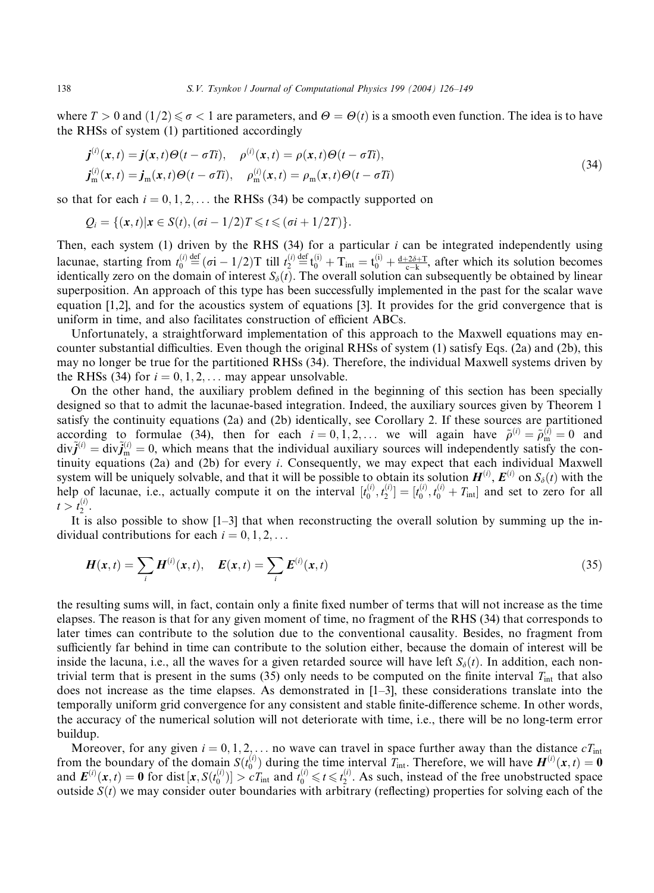where $T > 0$ and $(1/2) \leqslant \sigma < 1$ are parameters, and $\Theta = \Theta(t)$ is a smooth even function. The idea is to have the RHSs of system (1) partitioned accordingly

$$
\begin{aligned}
&\boldsymbol{j}^{(i)}(\boldsymbol{x},t) = \boldsymbol{j}(\boldsymbol{x},t)\Theta(t - \sigma Ti), \quad \rho^{(i)}(\boldsymbol{x},t) = \rho(\boldsymbol{x},t)\Theta(t - \sigma Ti), \\
&\boldsymbol{j}_{\mathrm{m}}^{(i)}(\boldsymbol{x},t) = \boldsymbol{j}_{\mathrm{m}}(\boldsymbol{x},t)\Theta(t - \sigma Ti), \quad \rho_{\mathrm{m}}^{(i)}(\boldsymbol{x},t) = \rho_{\mathrm{m}}(\boldsymbol{x},t)\Theta(t - \sigma Ti)
\end{aligned}
\tag{34}
$$

so that for each $i = 0, 1, 2, \ldots$ the RHSs (34) be compactly supported on

$$
Q_i = \{(\boldsymbol{x},t) | \boldsymbol{x} \in S(t), (\sigma i - 1/2)T \leqslant t \leqslant (\sigma i + 1/2T)\}.
$$

Then, each system (1) driven by the RHS (34) for a particular $i$ can be integrated independently using lacunae, starting from $t_0^{(i)} \stackrel{\text{def}}{=} (\sigma i - 1/2)T$ till $t_2^{(i)} \stackrel{\text{def}}{=} t_0^{(i)} + T_{\text{int}} = t_0^{(i)} + \frac{d+2\delta+T}{c-k}$, after which its solution becomes identically zero on the domain of interest $S_\delta(t)$. The overall solution can subsequently be obtained by linear superposition. An approach of this type has been successfully implemented in the past for the scalar wave equation [1,2], and for the acoustics system of equations [3]. It provides for the grid convergence that is uniform in time, and also facilitates construction of efficient ABCs.

Unfortunately, a straightforward implementation of this approach to the Maxwell equations may encounter substantial difficulties. Even though the original RHSs of system (1) satisfy Eqs. (2a) and (2b), this may no longer be true for the partitioned RHSs (34). Therefore, the individual Maxwell systems driven by the RHSs (34) for $i = 0, 1, 2, \ldots$ may appear unsolvable.

On the other hand, the auxiliary problem defined in the beginning of this section has been specially designed so that to admit the lacunae-based integration. Indeed, the auxiliary sources given by Theorem 1 satisfy the continuity equations (2a) and (2b) identically, see Corollary 2. If these sources are partitioned according to formulae (34), then for each $i = 0, 1, 2, \ldots$ we will again have $\tilde{\rho}^{(i)} = \tilde{\rho}_{\mathrm{m}}^{(i)} = 0$ and $\operatorname{div}\tilde{\boldsymbol{j}}^{(i)} = \operatorname{div}\tilde{\boldsymbol{j}}_{\mathrm{m}}^{(i)} = 0$, which means that the individual auxiliary sources will independently satisfy the continuity equations (2a) and (2b) for every $i$. Consequently, we may expect that each individual Maxwell system will be uniquely solvable, and that it will be possible to obtain its solution $\boldsymbol{H}^{(i)}$, $\boldsymbol{E}^{(i)}$ on $S_\delta(t)$ with the help of lacunae, i.e., actually compute it on the interval $[t_0^{(i)}, t_2^{(i)}] = [t_0^{(i)}, t_0^{(i)} + T_{\text{int}}]$ and set to zero for all $t > t_2^{(i)}$.

It is also possible to show [1–3] that when reconstructing the overall solution by summing up the individual contributions for each $i = 0, 1, 2, \ldots$

$$
\boldsymbol{H}(\boldsymbol{x},t) = \sum_i \boldsymbol{H}^{(i)}(\boldsymbol{x},t), \quad \boldsymbol{E}(\boldsymbol{x},t) = \sum_i \boldsymbol{E}^{(i)}(\boldsymbol{x},t)
\tag{35}
$$

the resulting sums will, in fact, contain only a finite fixed number of terms that will not increase as the time elapses. The reason is that for any given moment of time, no fragment of the RHS (34) that corresponds to later times can contribute to the solution due to the conventional causality. Besides, no fragment from sufficiently far behind in time can contribute to the solution either, because the domain of interest will be inside the lacuna, i.e., all the waves for a given retarded source will have left $S_\delta(t)$. In addition, each nontrivial term that is present in the sums (35) only needs to be computed on the finite interval $T_{\text{int}}$ that also does not increase as the time elapses. As demonstrated in [1–3], these considerations translate into the temporally uniform grid convergence for any consistent and stable finite-difference scheme. In other words, the accuracy of the numerical solution will not deteriorate with time, i.e., there will be no long-term error buildup.

Moreover, for any given $i = 0, 1, 2, \ldots$ no wave can travel in space further away than the distance $cT_{\text{int}}$ from the boundary of the domain $S(t_0^{(i)})$ during the time interval $T_{\text{int}}$. Therefore, we will have $\boldsymbol{H}^{(i)}(\boldsymbol{x},t) = \boldsymbol{0}$ and $\boldsymbol{E}^{(i)}(\boldsymbol{x},t) = \boldsymbol{0}$ for $\operatorname{dist}[\boldsymbol{x}, S(t_0^{(i)})] > cT_{\text{int}}$ and $t_0^{(i)} \leqslant t \leqslant t_2^{(i)}$. As such, instead of the free unobstructed space outside $S(t)$ we may consider outer boundaries with arbitrary (reflecting) properties for solving each of the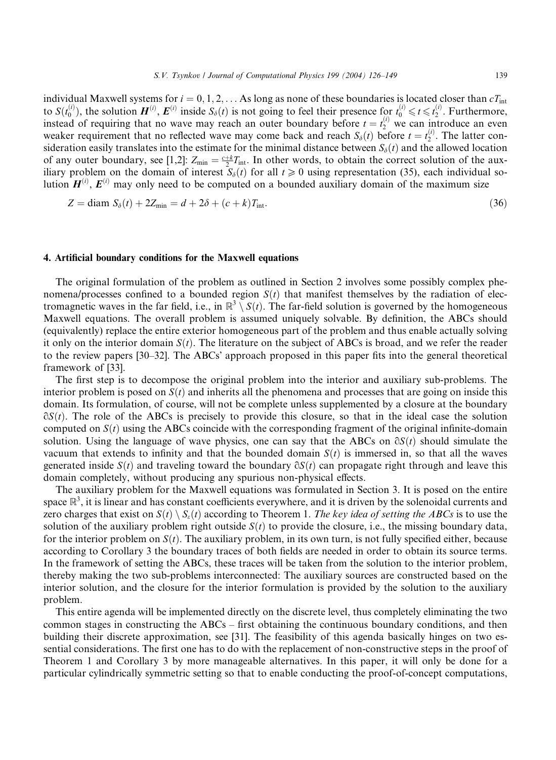individual Maxwell systems for $i = 0, 1, 2, \ldots$ As long as none of these boundaries is located closer than $cT_{\text{int}}$ to $S(t_0^{(i)})$, the solution $\boldsymbol{H}^{(i)}$, $\boldsymbol{E}^{(i)}$ inside $S_\delta(t)$ is not going to feel their presence for $t_0^{(i)} \leqslant t \leqslant t_2^{(i)}$. Furthermore, instead of requiring that no wave may reach an outer boundary before $t = t_2^{(i)}$ we can introduce an even weaker requirement that no reflected wave may come back and reach $S_\delta(t)$ before $t = t_2^{(i)}$. The latter consideration easily translates into the estimate for the minimal distance between $S_\delta(t)$ and the allowed location of any outer boundary, see [1,2]: $Z_{\min} = \frac{c+k}{2} T_{\text{int}}$. In other words, to obtain the correct solution of the auxiliary problem on the domain of interest $S_\delta(t)$ for all $t \geqslant 0$ using representation (35), each individual solution $\boldsymbol{H}^{(i)}$, $\boldsymbol{E}^{(i)}$ may only need to be computed on a bounded auxiliary domain of the maximum size

$$Z = \operatorname{diam} S_\delta(t) + 2Z_{\min} = d + 2\delta + (c + k)T_{\text{int}}. \tag{36}$$

## 4. Artificial boundary conditions for the Maxwell equations

The original formulation of the problem as outlined in Section 2 involves some possibly complex phenomena/processes confined to a bounded region $S(t)$ that manifest themselves by the radiation of electromagnetic waves in the far field, i.e., in $\mathbb{R}^3 \setminus S(t)$. The far-field solution is governed by the homogeneous Maxwell equations. The overall problem is assumed uniquely solvable. By definition, the ABCs should (equivalently) replace the entire exterior homogeneous part of the problem and thus enable actually solving it only on the interior domain $S(t)$. The literature on the subject of ABCs is broad, and we refer the reader to the review papers [30–32]. The ABCs' approach proposed in this paper fits into the general theoretical framework of [33].

The first step is to decompose the original problem into the interior and auxiliary sub-problems. The interior problem is posed on $S(t)$ and inherits all the phenomena and processes that are going on inside this domain. Its formulation, of course, will not be complete unless supplemented by a closure at the boundary $\partial S(t)$. The role of the ABCs is precisely to provide this closure, so that in the ideal case the solution computed on $S(t)$ using the ABCs coincide with the corresponding fragment of the original infinite-domain solution. Using the language of wave physics, one can say that the ABCs on $\partial S(t)$ should simulate the vacuum that extends to infinity and that the bounded domain $S(t)$ is immersed in, so that all the waves generated inside $S(t)$ and traveling toward the boundary $\partial S(t)$ can propagate right through and leave this domain completely, without producing any spurious non-physical effects.

The auxiliary problem for the Maxwell equations was formulated in Section 3. It is posed on the entire space $\mathbb{R}^3$, it is linear and has constant coefficients everywhere, and it is driven by the solenoidal currents and zero charges that exist on $S(t) \setminus S_\varepsilon(t)$ according to Theorem 1. *The key idea of setting the ABCs* is to use the solution of the auxiliary problem right outside $S(t)$ to provide the closure, i.e., the missing boundary data, for the interior problem on $S(t)$. The auxiliary problem, in its own turn, is not fully specified either, because according to Corollary 3 the boundary traces of both fields are needed in order to obtain its source terms. In the framework of setting the ABCs, these traces will be taken from the solution to the interior problem, thereby making the two sub-problems interconnected: The auxiliary sources are constructed based on the interior solution, and the closure for the interior formulation is provided by the solution to the auxiliary problem.

This entire agenda will be implemented directly on the discrete level, thus completely eliminating the two common stages in constructing the ABCs – first obtaining the continuous boundary conditions, and then building their discrete approximation, see [31]. The feasibility of this agenda basically hinges on two essential considerations. The first one has to do with the replacement of non-constructive steps in the proof of Theorem 1 and Corollary 3 by more manageable alternatives. In this paper, it will only be done for a particular cylindrically symmetric setting so that to enable conducting the proof-of-concept computations,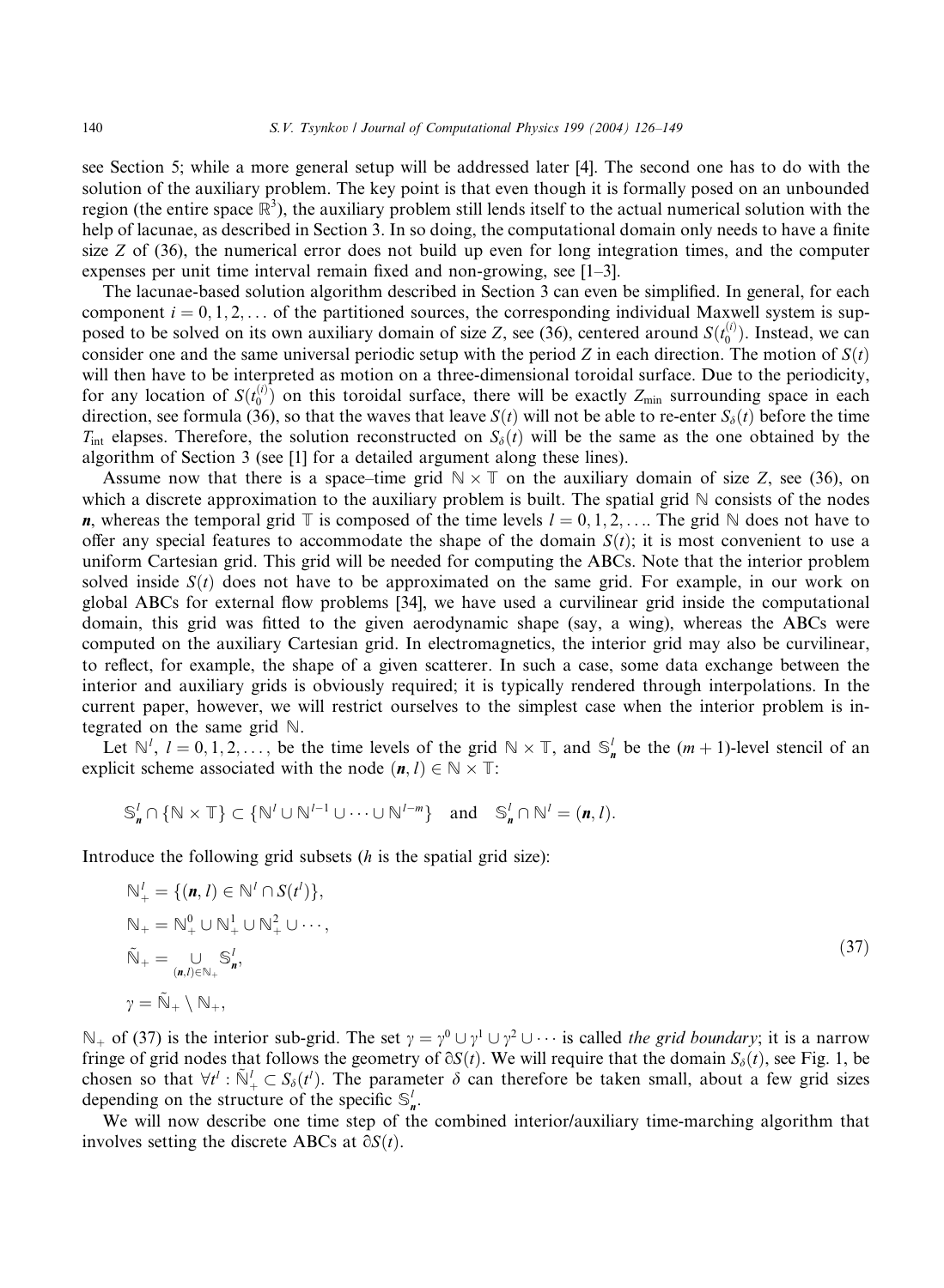see Section 5; while a more general setup will be addressed later [4]. The second one has to do with the solution of the auxiliary problem. The key point is that even though it is formally posed on an unbounded region (the entire space $\mathbb{R}^3$), the auxiliary problem still lends itself to the actual numerical solution with the help of lacunae, as described in Section 3. In so doing, the computational domain only needs to have a finite size $Z$ of (36), the numerical error does not build up even for long integration times, and the computer expenses per unit time interval remain fixed and non-growing, see [1–3].

The lacunae-based solution algorithm described in Section 3 can even be simplified. In general, for each component $i = 0, 1, 2, \ldots$ of the partitioned sources, the corresponding individual Maxwell system is supposed to be solved on its own auxiliary domain of size $Z$, see (36), centered around $S(t_0^{(i)})$. Instead, we can consider one and the same universal periodic setup with the period $Z$ in each direction. The motion of $S(t)$ will then have to be interpreted as motion on a three-dimensional toroidal surface. Due to the periodicity, for any location of $S(t_0^{(i)})$ on this toroidal surface, there will be exactly $Z_{\min}$ surrounding space in each direction, see formula (36), so that the waves that leave $S(t)$ will not be able to re-enter $S_\delta(t)$ before the time $T_{\text{int}}$ elapses. Therefore, the solution reconstructed on $S_\delta(t)$ will be the same as the one obtained by the algorithm of Section 3 (see [1] for a detailed argument along these lines).

Assume now that there is a space–time grid $\mathbb{N} \times \mathbb{T}$ on the auxiliary domain of size $Z$, see (36), on which a discrete approximation to the auxiliary problem is built. The spatial grid $\mathbb{N}$ consists of the nodes $\boldsymbol{n}$, whereas the temporal grid $\mathbb{T}$ is composed of the time levels $l = 0, 1, 2, \ldots$. The grid $\mathbb{N}$ does not have to offer any special features to accommodate the shape of the domain $S(t)$; it is most convenient to use a uniform Cartesian grid. This grid will be needed for computing the ABCs. Note that the interior problem solved inside $S(t)$ does not have to be approximated on the same grid. For example, in our work on global ABCs for external flow problems [34], we have used a curvilinear grid inside the computational domain, this grid was fitted to the given aerodynamic shape (say, a wing), whereas the ABCs were computed on the auxiliary Cartesian grid. In electromagnetics, the interior grid may also be curvilinear, to reflect, for example, the shape of a given scatterer. In such a case, some data exchange between the interior and auxiliary grids is obviously required; it is typically rendered through interpolations. In the current paper, however, we will restrict ourselves to the simplest case when the interior problem is integrated on the same grid $\mathbb{N}$.

Let $\mathbb{N}^l$, $l = 0, 1, 2, \ldots$, be the time levels of the grid $\mathbb{N} \times \mathbb{T}$, and $\mathbb{S}_{\boldsymbol{n}}^l$ be the $(m+1)$-level stencil of an explicit scheme associated with the node $(\boldsymbol{n}, l) \in \mathbb{N} \times \mathbb{T}$:

$$\mathbb{S}_{\boldsymbol{n}}^l \cap \{\mathbb{N} \times \mathbb{T}\} \subset \{\mathbb{N}^l \cup \mathbb{N}^{l-1} \cup \cdots \cup \mathbb{N}^{l-m}\} \quad \text{and} \quad \mathbb{S}_{\boldsymbol{n}}^l \cap \mathbb{N}^l = (\boldsymbol{n}, l).$$

Introduce the following grid subsets ($h$ is the spatial grid size):

$$\begin{aligned}
&\mathbb{N}_+^l = \{(\boldsymbol{n}, l) \in \mathbb{N}^l \cap S(t^l)\}, \\
&\mathbb{N}_+ = \mathbb{N}_+^0 \cup \mathbb{N}_+^1 \cup \mathbb{N}_+^2 \cup \cdots, \\
&\tilde{\mathbb{N}}_+ = \bigcup_{(\boldsymbol{n}, l) \in \mathbb{N}_+} \mathbb{S}_{\boldsymbol{n}}^l, \\
&\gamma = \tilde{\mathbb{N}}_+ \setminus \mathbb{N}_+,
\end{aligned} \tag{37}$$

$\mathbb{N}_+$ of (37) is the interior sub-grid. The set $\gamma = \gamma^0 \cup \gamma^1 \cup \gamma^2 \cup \cdots$ is called *the grid boundary*; it is a narrow fringe of grid nodes that follows the geometry of $\partial S(t)$. We will require that the domain $S_\delta(t)$, see Fig. 1, be chosen so that $\forall t^l : \tilde{\mathbb{N}}_+^l \subset S_\delta(t^l)$. The parameter $\delta$ can therefore be taken small, about a few grid sizes depending on the structure of the specific $\mathbb{S}_{\boldsymbol{n}}^l$.

We will now describe one time step of the combined interior/auxiliary time-marching algorithm that involves setting the discrete ABCs at $\partial S(t)$.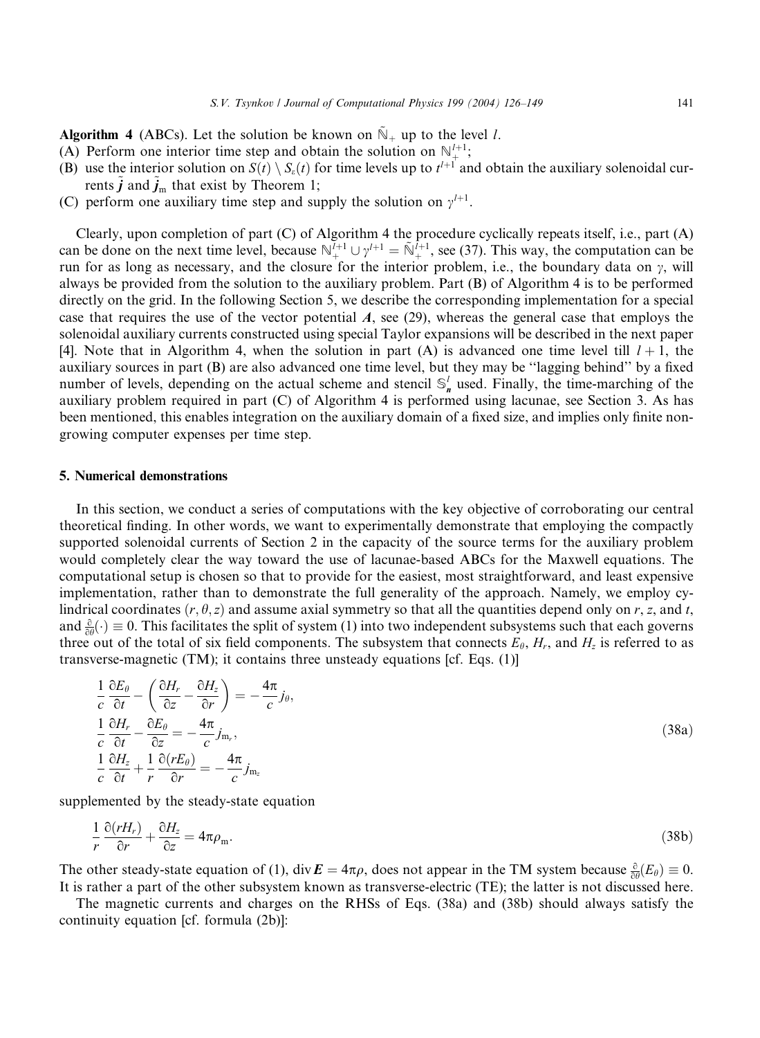**Algorithm 4** (ABCs). Let the solution be known on $\tilde{\mathbb{N}}_+$ up to the level $l$.

(A) Perform one interior time step and obtain the solution on $\mathbb{N}_+^{l+1}$;

(B) use the interior solution on $S(t) \setminus S_\varepsilon(t)$ for time levels up to $t^{l+1}$ and obtain the auxiliary solenoidal currents $\tilde{\boldsymbol{j}}$ and $\tilde{\boldsymbol{j}}_{\mathrm{m}}$ that exist by Theorem 1;

(C) perform one auxiliary time step and supply the solution on $\gamma^{l+1}$.

Clearly, upon completion of part (C) of Algorithm 4 the procedure cyclically repeats itself, i.e., part (A) can be done on the next time level, because $\mathbb{N}_+^{l+1} \cup \gamma^{l+1} = \tilde{\mathbb{N}}_+^{l+1}$, see (37). This way, the computation can be run for as long as necessary, and the closure for the interior problem, i.e., the boundary data on $\gamma$, will always be provided from the solution to the auxiliary problem. Part (B) of Algorithm 4 is to be performed directly on the grid. In the following Section 5, we describe the corresponding implementation for a special case that requires the use of the vector potential $\boldsymbol{A}$, see (29), whereas the general case that employs the solenoidal auxiliary currents constructed using special Taylor expansions will be described in the next paper [4]. Note that in Algorithm 4, when the solution in part (A) is advanced one time level till $l+1$, the auxiliary sources in part (B) are also advanced one time level, but they may be "lagging behind" by a fixed number of levels, depending on the actual scheme and stencil $\mathbb{S}_{\boldsymbol{n}}^l$ used. Finally, the time-marching of the auxiliary problem required in part (C) of Algorithm 4 is performed using lacunae, see Section 3. As has been mentioned, this enables integration on the auxiliary domain of a fixed size, and implies only finite non-growing computer expenses per time step.

## 5. Numerical demonstrations

In this section, we conduct a series of computations with the key objective of corroborating our central theoretical finding. In other words, we want to experimentally demonstrate that employing the compactly supported solenoidal currents of Section 2 in the capacity of the source terms for the auxiliary problem would completely clear the way toward the use of lacunae-based ABCs for the Maxwell equations. The computational setup is chosen so that to provide for the easiest, most straightforward, and least expensive implementation, rather than to demonstrate the full generality of the approach. Namely, we employ cylindrical coordinates $(r, \theta, z)$ and assume axial symmetry so that all the quantities depend only on $r$, $z$, and $t$, and $\frac{\partial}{\partial\theta}(\cdot) \equiv 0$. This facilitates the split of system (1) into two independent subsystems such that each governs three out of the total of six field components. The subsystem that connects $E_\theta$, $H_r$, and $H_z$ is referred to as transverse-magnetic (TM); it contains three unsteady equations [cf. Eqs. (1)]

$$
\begin{aligned}
&\frac{1}{c}\frac{\partial E_\theta}{\partial t} - \left(\frac{\partial H_r}{\partial z} - \frac{\partial H_z}{\partial r}\right) = -\frac{4\pi}{c} j_\theta, \\
&\frac{1}{c}\frac{\partial H_r}{\partial t} - \frac{\partial E_\theta}{\partial z} = -\frac{4\pi}{c} j_{\mathrm{m}_r}, \\
&\frac{1}{c}\frac{\partial H_z}{\partial t} + \frac{1}{r}\frac{\partial (rE_\theta)}{\partial r} = -\frac{4\pi}{c} j_{\mathrm{m}_z}
\end{aligned}
\tag{38a}
$$

supplemented by the steady-state equation

$$
\frac{1}{r}\frac{\partial (rH_r)}{\partial r} + \frac{\partial H_z}{\partial z} = 4\pi\rho_{\mathrm{m}}. \tag{38b}
$$

The other steady-state equation of (1), $\operatorname{div}\boldsymbol{E} = 4\pi\rho$, does not appear in the TM system because $\frac{\partial}{\partial\theta}(E_\theta) \equiv 0$. It is rather a part of the other subsystem known as transverse-electric (TE); the latter is not discussed here.

The magnetic currents and charges on the RHSs of Eqs. (38a) and (38b) should always satisfy the continuity equation [cf. formula (2b)]: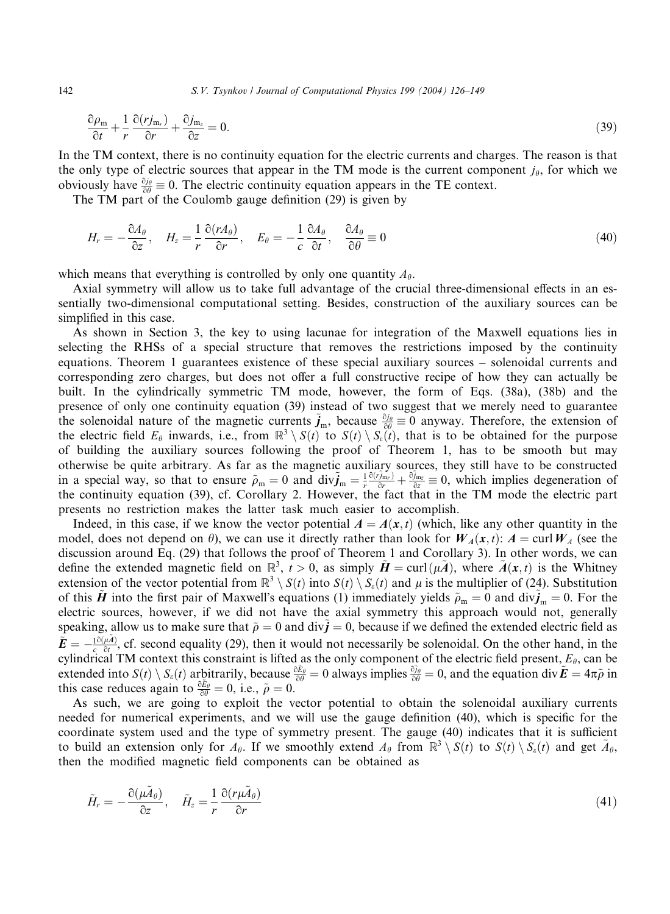$$\frac{\partial \rho_{\mathrm{m}}}{\partial t} + \frac{1}{r}\frac{\partial (r j_{\mathrm{m}_r})}{\partial r} + \frac{\partial j_{\mathrm{m}_z}}{\partial z} = 0. \tag{39}$$

In the TM context, there is no continuity equation for the electric currents and charges. The reason is that the only type of electric sources that appear in the TM mode is the current component $j_\theta$, for which we obviously have $\frac{\partial j_\theta}{\partial \theta} \equiv 0$. The electric continuity equation appears in the TE context.

The TM part of the Coulomb gauge definition (29) is given by

$$H_r = -\frac{\partial A_\theta}{\partial z}, \quad H_z = \frac{1}{r}\frac{\partial (r A_\theta)}{\partial r}, \quad E_\theta = -\frac{1}{c}\frac{\partial A_\theta}{\partial t}, \quad \frac{\partial A_\theta}{\partial \theta} \equiv 0 \tag{40}$$

which means that everything is controlled by only one quantity $A_\theta$.

Axial symmetry will allow us to take full advantage of the crucial three-dimensional effects in an essentially two-dimensional computational setting. Besides, construction of the auxiliary sources can be simplified in this case.

As shown in Section 3, the key to using lacunae for integration of the Maxwell equations lies in selecting the RHSs of a special structure that removes the restrictions imposed by the continuity equations. Theorem 1 guarantees existence of these special auxiliary sources – solenoidal currents and corresponding zero charges, but does not offer a full constructive recipe of how they can actually be built. In the cylindrically symmetric TM mode, however, the form of Eqs. (38a), (38b) and the presence of only one continuity equation (39) instead of two suggest that we merely need to guarantee the solenoidal nature of the magnetic currents $\tilde{\boldsymbol{j}}_{\mathrm{m}}$, because $\frac{\partial j_\theta}{\partial \theta} \equiv 0$ anyway. Therefore, the extension of the electric field $E_\theta$ inwards, i.e., from $\mathbb{R}^3 \setminus S(t)$ to $S(t) \setminus S_\varepsilon(t)$, that is to be obtained for the purpose of building the auxiliary sources following the proof of Theorem 1, has to be smooth but may otherwise be quite arbitrary. As far as the magnetic auxiliary sources, they still have to be constructed in a special way, so that to ensure $\tilde{\rho}_{\mathrm{m}} = 0$ and $\operatorname{div}\tilde{\boldsymbol{j}}_{\mathrm{m}} = \frac{1}{r}\frac{\partial (r\tilde{j}_{\mathrm{m}_r})}{\partial r} + \frac{\partial \tilde{j}_{\mathrm{m}_z}}{\partial z} \equiv 0$, which implies degeneration of the continuity equation (39), cf. Corollary 2. However, the fact that in the TM mode the electric part presents no restriction makes the latter task much easier to accomplish.

Indeed, in this case, if we know the vector potential $\boldsymbol{A} = \boldsymbol{A}(\boldsymbol{x}, t)$ (which, like any other quantity in the model, does not depend on $\theta$), we can use it directly rather than look for $\boldsymbol{W}_A(\boldsymbol{x}, t)$: $\boldsymbol{A} = \operatorname{curl}\boldsymbol{W}_A$ (see the discussion around Eq. (29) that follows the proof of Theorem 1 and Corollary 3). In other words, we can define the extended magnetic field on $\mathbb{R}^3$, $t > 0$, as simply $\tilde{\boldsymbol{H}} = \operatorname{curl}(\mu\tilde{\boldsymbol{A}})$, where $\tilde{\boldsymbol{A}}(\boldsymbol{x}, t)$ is the Whitney extension of the vector potential from $\mathbb{R}^3 \setminus S(t)$ into $S(t) \setminus S_\varepsilon(t)$ and $\mu$ is the multiplier of (24). Substitution of this $\tilde{\boldsymbol{H}}$ into the first pair of Maxwell's equations (1) immediately yields $\tilde{\rho}_{\mathrm{m}} = 0$ and $\operatorname{div}\tilde{\boldsymbol{j}}_{\mathrm{m}} = 0$. For the electric sources, however, if we did not have the axial symmetry this approach would not, generally speaking, allow us to make sure that $\tilde{\rho} = 0$ and $\operatorname{div}\tilde{\boldsymbol{j}} = 0$, because if we defined the extended electric field as $\tilde{\boldsymbol{E}} = -\frac{1}{c}\frac{\partial(\mu\tilde{\boldsymbol{A}})}{\partial t}$, cf. second equality (29), then it would not necessarily be solenoidal. On the other hand, in the cylindrical TM context this constraint is lifted as the only component of the electric field present, $E_\theta$, can be extended into $S(t) \setminus S_\varepsilon(t)$ arbitrarily, because $\frac{\partial \tilde{E}_\theta}{\partial \theta} = 0$ always implies $\frac{\partial \tilde{j}_\theta}{\partial \theta} = 0$, and the equation $\operatorname{div}\tilde{\boldsymbol{E}} = 4\pi\tilde{\rho}$ in this case reduces again to $\frac{\partial \tilde{E}_\theta}{\partial \theta} = 0$, i.e., $\tilde{\rho} = 0$.

As such, we are going to exploit the vector potential to obtain the solenoidal auxiliary currents needed for numerical experiments, and we will use the gauge definition (40), which is specific for the coordinate system used and the type of symmetry present. The gauge (40) indicates that it is sufficient to build an extension only for $A_\theta$. If we smoothly extend $A_\theta$ from $\mathbb{R}^3 \setminus S(t)$ to $S(t) \setminus S_\varepsilon(t)$ and get $\tilde{A}_\theta$, then the modified magnetic field components can be obtained as

$$\tilde{H}_r = -\frac{\partial(\mu\tilde{A}_\theta)}{\partial z}, \quad \tilde{H}_z = \frac{1}{r}\frac{\partial(r\mu\tilde{A}_\theta)}{\partial r} \tag{41}$$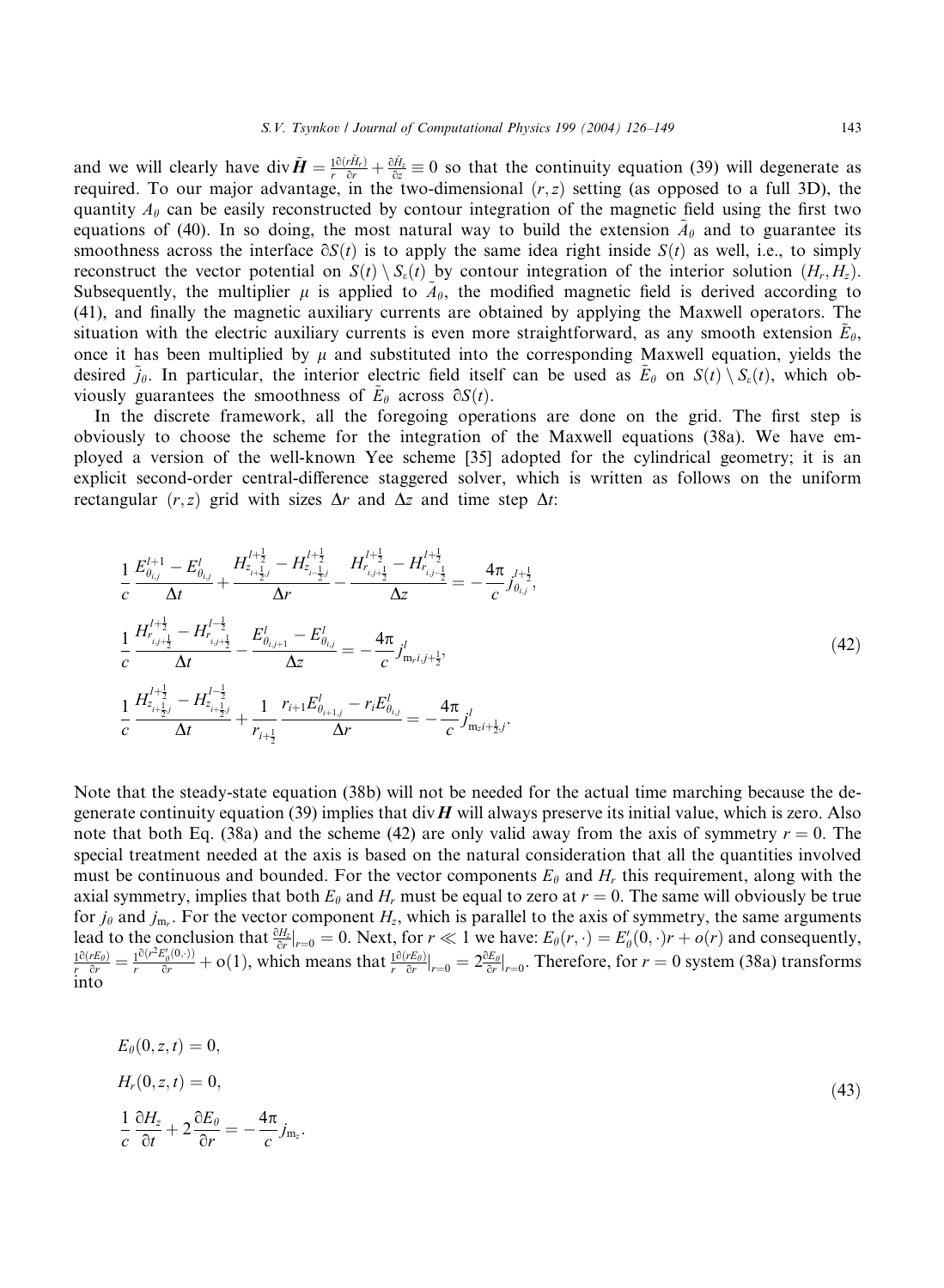and we will clearly have $\operatorname{div}\tilde{\boldsymbol{H}} = \frac{1}{r}\frac{\partial(r\tilde{H}_r)}{\partial r} + \frac{\partial \tilde{H}_z}{\partial z} \equiv 0$ so that the continuity equation (39) will degenerate as required. To our major advantage, in the two-dimensional $(r,z)$ setting (as opposed to a full 3D), the quantity $A_\theta$ can be easily reconstructed by contour integration of the magnetic field using the first two equations of (40). In so doing, the most natural way to build the extension $\tilde{A}_\theta$ and to guarantee its smoothness across the interface $\partial S(t)$ is to apply the same idea right inside $S(t)$ as well, i.e., to simply reconstruct the vector potential on $S(t) \setminus S_\varepsilon(t)$ by contour integration of the interior solution $(H_r, H_z)$. Subsequently, the multiplier $\mu$ is applied to $\tilde{A}_\theta$, the modified magnetic field is derived according to (41), and finally the magnetic auxiliary currents are obtained by applying the Maxwell operators. The situation with the electric auxiliary currents is even more straightforward, as any smooth extension $\tilde{E}_\theta$, once it has been multiplied by $\mu$ and substituted into the corresponding Maxwell equation, yields the desired $\tilde{j}_\theta$. In particular, the interior electric field itself can be used as $\tilde{E}_\theta$ on $S(t) \setminus S_\varepsilon(t)$, which obviously guarantees the smoothness of $\tilde{E}_\theta$ across $\partial S(t)$.

In the discrete framework, all the foregoing operations are done on the grid. The first step is obviously to choose the scheme for the integration of the Maxwell equations (38a). We have employed a version of the well-known Yee scheme [35] adopted for the cylindrical geometry; it is an explicit second-order central-difference staggered solver, which is written as follows on the uniform rectangular $(r,z)$ grid with sizes $\Delta r$ and $\Delta z$ and time step $\Delta t$:

$$
\begin{aligned}
&\frac{1}{c}\frac{E^{l+1}_{\theta_{i,j}} - E^{l}_{\theta_{i,j}}}{\Delta t} + \frac{H^{l+\frac{1}{2}}_{z_{i+\frac{1}{2},j}} - H^{l+\frac{1}{2}}_{z_{i-\frac{1}{2},j}}}{\Delta r} - \frac{H^{l+\frac{1}{2}}_{r_{i,j+\frac{1}{2}}} - H^{l+\frac{1}{2}}_{r_{i,j-\frac{1}{2}}}}{\Delta z} = -\frac{4\pi}{c} j^{l+\frac{1}{2}}_{\theta_{i,j}},\\
&\frac{1}{c}\frac{H^{l+\frac{1}{2}}_{r_{i,j+\frac{1}{2}}} - H^{l-\frac{1}{2}}_{r_{i,j+\frac{1}{2}}}}{\Delta t} - \frac{E^{l}_{\theta_{i,j+1}} - E^{l}_{\theta_{i,j}}}{\Delta z} = -\frac{4\pi}{c} j^{l}_{\mathrm{m}_r i,j+\frac{1}{2}},\\
&\frac{1}{c}\frac{H^{l+\frac{1}{2}}_{z_{i+\frac{1}{2},j}} - H^{l-\frac{1}{2}}_{z_{i+\frac{1}{2},j}}}{\Delta t} + \frac{1}{r_{i+\frac{1}{2}}}\frac{r_{i+1}E^{l}_{\theta_{i+1,j}} - r_i E^{l}_{\theta_{i,j}}}{\Delta r} = -\frac{4\pi}{c} j^{l}_{\mathrm{m}_z i+\frac{1}{2},j}.
\end{aligned}
\tag{42}
$$

Note that the steady-state equation (38b) will not be needed for the actual time marching because the degenerate continuity equation (39) implies that $\operatorname{div}\boldsymbol{H}$ will always preserve its initial value, which is zero. Also note that both Eq. (38a) and the scheme (42) are only valid away from the axis of symmetry $r = 0$. The special treatment needed at the axis is based on the natural consideration that all the quantities involved must be continuous and bounded. For the vector components $E_\theta$ and $H_r$ this requirement, along with the axial symmetry, implies that both $E_\theta$ and $H_r$ must be equal to zero at $r = 0$. The same will obviously be true for $j_\theta$ and $j_{\mathrm{m}_r}$. For the vector component $H_z$, which is parallel to the axis of symmetry, the same arguments lead to the conclusion that $\frac{\partial H_z}{\partial r}\big|_{r=0} = 0$. Next, for $r \ll 1$ we have: $E_\theta(r,\cdot) = E'_\theta(0,\cdot)r + o(r)$ and consequently, $\frac{1}{r}\frac{\partial(rE_\theta)}{\partial r} = \frac{1}{r}\frac{\partial(r^2 E'_\theta(0,\cdot))}{\partial r} + o(1)$, which means that $\frac{1}{r}\frac{\partial(rE_\theta)}{\partial r}\big|_{r=0} = 2\frac{\partial E_\theta}{\partial r}\big|_{r=0}$. Therefore, for $r = 0$ system (38a) transforms into

$$
\begin{aligned}
&E_\theta(0,z,t) = 0,\\
&H_r(0,z,t) = 0,\\
&\frac{1}{c}\frac{\partial H_z}{\partial t} + 2\frac{\partial E_\theta}{\partial r} = -\frac{4\pi}{c} j_{\mathrm{m}_z}.
\end{aligned}
\tag{43}
$$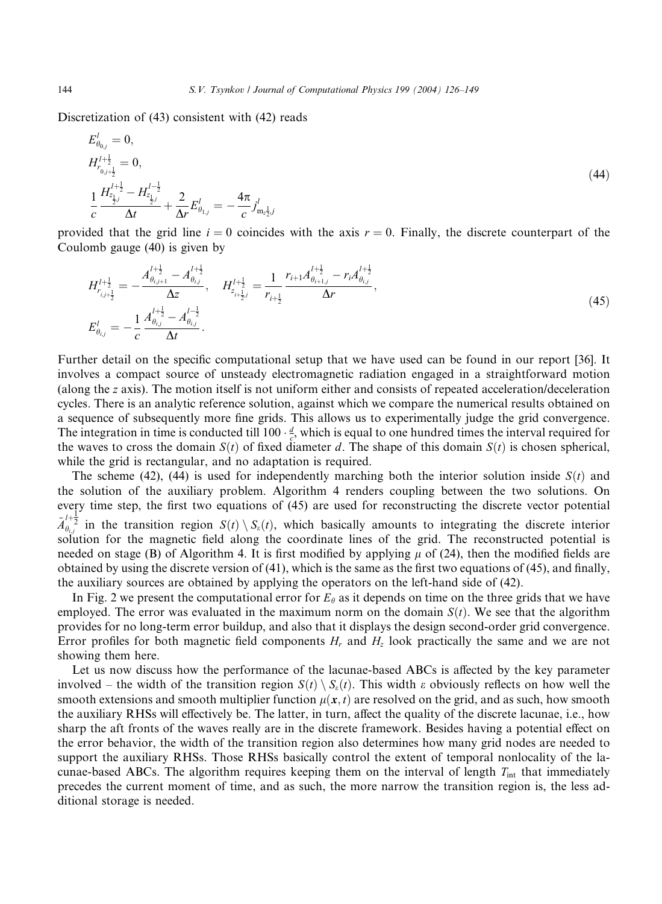Discretization of (43) consistent with (42) reads

$$
\begin{aligned}
&E^{l}_{\theta_{0,j}} = 0,\\
&H^{l+\frac{1}{2}}_{r_{0,j+\frac{1}{2}}} = 0,\\
&\frac{1}{c}\frac{H^{l+\frac{1}{2}}_{z_{\frac{1}{2},j}} - H^{l-\frac{1}{2}}_{z_{\frac{1}{2},j}}}{\Delta t} + \frac{2}{\Delta r}E^{l}_{\theta_{1,j}} = -\frac{4\pi}{c}j^{l}_{\mathrm{m}_{z}\frac{1}{2},j}
\end{aligned}
\tag{44}
$$

provided that the grid line $i = 0$ coincides with the axis $r = 0$. Finally, the discrete counterpart of the Coulomb gauge (40) is given by

$$
\begin{aligned}
&H^{l+\frac{1}{2}}_{r_{i,j+\frac{1}{2}}} = -\frac{A^{l+\frac{1}{2}}_{\theta_{i,j+1}} - A^{l+\frac{1}{2}}_{\theta_{i,j}}}{\Delta z}, \quad H^{l+\frac{1}{2}}_{z_{i+\frac{1}{2},j}} = \frac{1}{r_{i+\frac{1}{2}}}\frac{r_{i+1}A^{l+\frac{1}{2}}_{\theta_{i+1,j}} - r_{i}A^{l+\frac{1}{2}}_{\theta_{i,j}}}{\Delta r},\\
&E^{l}_{\theta_{i,j}} = -\frac{1}{c}\frac{A^{l+\frac{1}{2}}_{\theta_{i,j}} - A^{l-\frac{1}{2}}_{\theta_{i,j}}}{\Delta t}.
\end{aligned}
\tag{45}
$$

Further detail on the specific computational setup that we have used can be found in our report [36]. It involves a compact source of unsteady electromagnetic radiation engaged in a straightforward motion (along the $z$ axis). The motion itself is not uniform either and consists of repeated acceleration/deceleration cycles. There is an analytic reference solution, against which we compare the numerical results obtained on a sequence of subsequently more fine grids. This allows us to experimentally judge the grid convergence. The integration in time is conducted till $100 \cdot \frac{d}{c}$, which is equal to one hundred times the interval required for the waves to cross the domain $S(t)$ of fixed diameter $d$. The shape of this domain $S(t)$ is chosen spherical, while the grid is rectangular, and no adaptation is required.

The scheme (42), (44) is used for independently marching both the interior solution inside $S(t)$ and the solution of the auxiliary problem. Algorithm 4 renders coupling between the two solutions. On every time step, the first two equations of (45) are used for reconstructing the discrete vector potential $\tilde{A}^{l+\frac{1}{2}}_{\theta_{i,j}}$ in the transition region $S(t)\setminus S_{\varepsilon}(t)$, which basically amounts to integrating the discrete interior solution for the magnetic field along the coordinate lines of the grid. The reconstructed potential is needed on stage (B) of Algorithm 4. It is first modified by applying $\mu$ of (24), then the modified fields are obtained by using the discrete version of (41), which is the same as the first two equations of (45), and finally, the auxiliary sources are obtained by applying the operators on the left-hand side of (42).

In Fig. 2 we present the computational error for $E_{\theta}$ as it depends on time on the three grids that we have employed. The error was evaluated in the maximum norm on the domain $S(t)$. We see that the algorithm provides for no long-term error buildup, and also that it displays the design second-order grid convergence. Error profiles for both magnetic field components $H_r$ and $H_z$ look practically the same and we are not showing them here.

Let us now discuss how the performance of the lacunae-based ABCs is affected by the key parameter involved – the width of the transition region $S(t)\setminus S_{\varepsilon}(t)$. This width $\varepsilon$ obviously reflects on how well the smooth extensions and smooth multiplier function $\mu(\boldsymbol{x}, t)$ are resolved on the grid, and as such, how smooth the auxiliary RHSs will effectively be. The latter, in turn, affect the quality of the discrete lacunae, i.e., how sharp the aft fronts of the waves really are in the discrete framework. Besides having a potential effect on the error behavior, the width of the transition region also determines how many grid nodes are needed to support the auxiliary RHSs. Those RHSs basically control the extent of temporal nonlocality of the lacunae-based ABCs. The algorithm requires keeping them on the interval of length $T_{\text{int}}$ that immediately precedes the current moment of time, and as such, the more narrow the transition region is, the less additional storage is needed.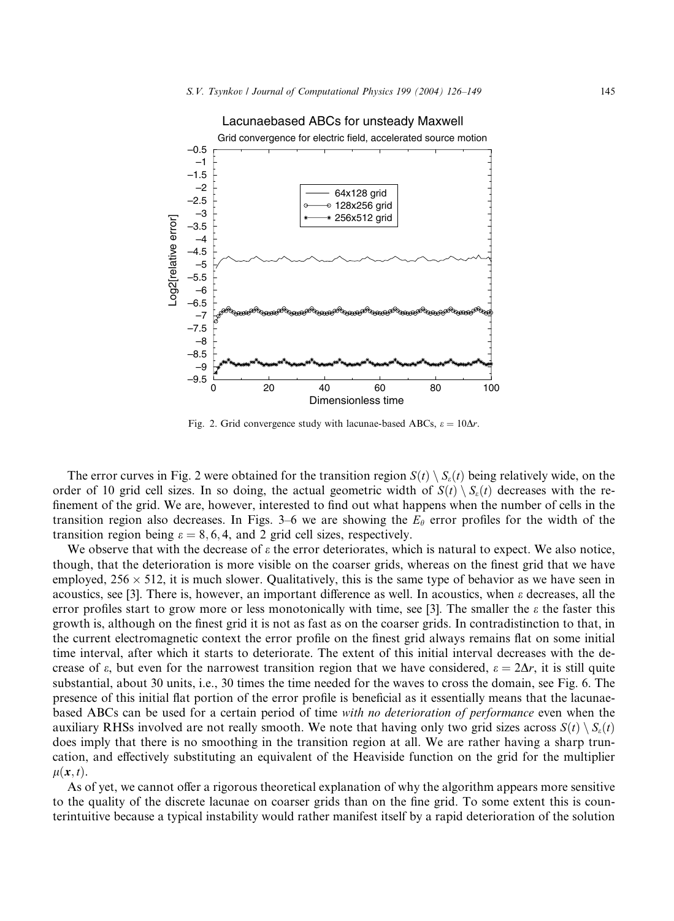Fig. 2. Grid convergence study with lacunae-based ABCs, $\varepsilon = 10\Delta r$.

The error curves in Fig. 2 were obtained for the transition region $S(t) \setminus S_\varepsilon(t)$ being relatively wide, on the order of 10 grid cell sizes. In so doing, the actual geometric width of $S(t) \setminus S_\varepsilon(t)$ decreases with the refinement of the grid. We are, however, interested to find out what happens when the number of cells in the transition region also decreases. In Figs. 3–6 we are showing the $E_\theta$ error profiles for the width of the transition region being $\varepsilon = 8, 6, 4$, and 2 grid cell sizes, respectively.

We observe that with the decrease of $\varepsilon$ the error deteriorates, which is natural to expect. We also notice, though, that the deterioration is more visible on the coarser grids, whereas on the finest grid that we have employed, $256 \times 512$, it is much slower. Qualitatively, this is the same type of behavior as we have seen in acoustics, see [3]. There is, however, an important difference as well. In acoustics, when $\varepsilon$ decreases, all the error profiles start to grow more or less monotonically with time, see [3]. The smaller the $\varepsilon$ the faster this growth is, although on the finest grid it is not as fast as on the coarser grids. In contradistinction to that, in the current electromagnetic context the error profile on the finest grid always remains flat on some initial time interval, after which it starts to deteriorate. The extent of this initial interval decreases with the decrease of $\varepsilon$, but even for the narrowest transition region that we have considered, $\varepsilon = 2\Delta r$, it is still quite substantial, about 30 units, i.e., 30 times the time needed for the waves to cross the domain, see Fig. 6. The presence of this initial flat portion of the error profile is beneficial as it essentially means that the lacunae-based ABCs can be used for a certain period of time *with no deterioration of performance* even when the auxiliary RHSs involved are not really smooth. We note that having only two grid sizes across $S(t) \setminus S_\varepsilon(t)$ does imply that there is no smoothing in the transition region at all. We are rather having a sharp truncation, and effectively substituting an equivalent of the Heaviside function on the grid for the multiplier $\mu(\boldsymbol{x}, t)$.

As of yet, we cannot offer a rigorous theoretical explanation of why the algorithm appears more sensitive to the quality of the discrete lacunae on coarser grids than on the fine grid. To some extent this is counterintuitive because a typical instability would rather manifest itself by a rapid deterioration of the solution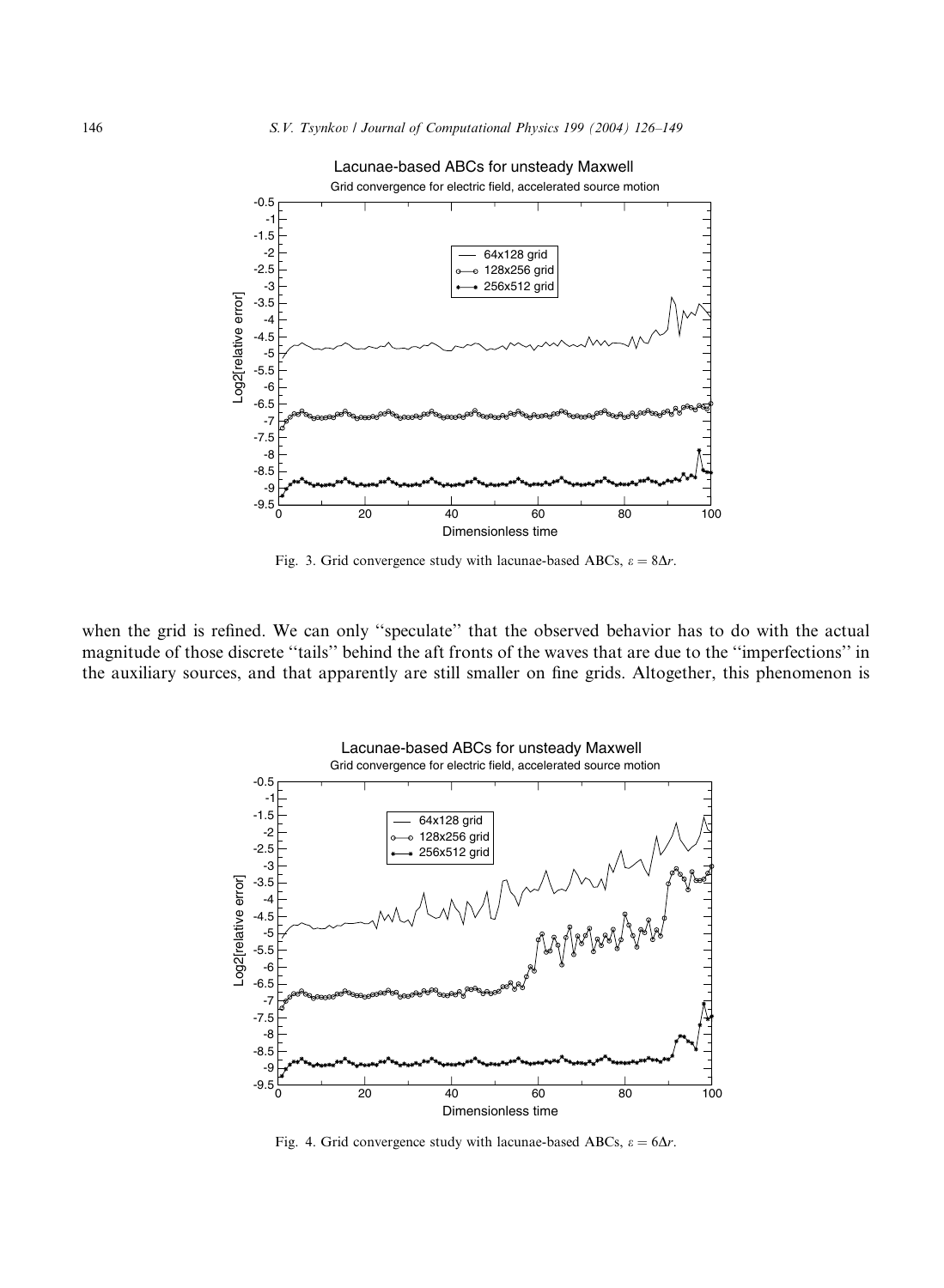Fig. 3. Grid convergence study with lacunae-based ABCs, $\varepsilon = 8\Delta r$.

when the grid is refined. We can only ''speculate'' that the observed behavior has to do with the actual magnitude of those discrete ''tails'' behind the aft fronts of the waves that are due to the ''imperfections'' in the auxiliary sources, and that apparently are still smaller on fine grids. Altogether, this phenomenon is

Fig. 4. Grid convergence study with lacunae-based ABCs, $\varepsilon = 6\Delta r$.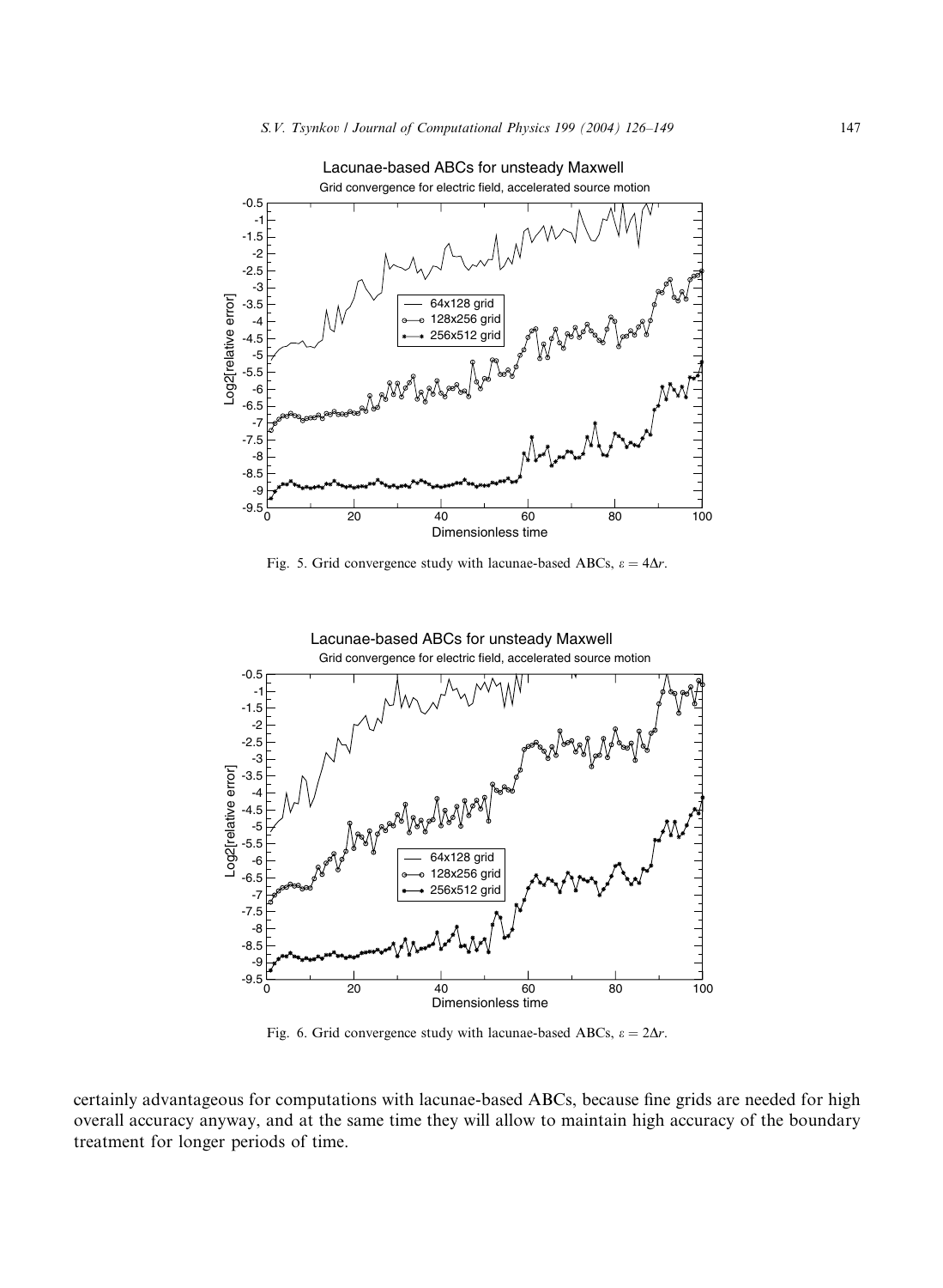Fig. 5. Grid convergence study with lacunae-based ABCs, $\varepsilon = 4\Delta r$.

Fig. 6. Grid convergence study with lacunae-based ABCs, $\varepsilon = 2\Delta r$.

certainly advantageous for computations with lacunae-based ABCs, because fine grids are needed for high overall accuracy anyway, and at the same time they will allow to maintain high accuracy of the boundary treatment for longer periods of time.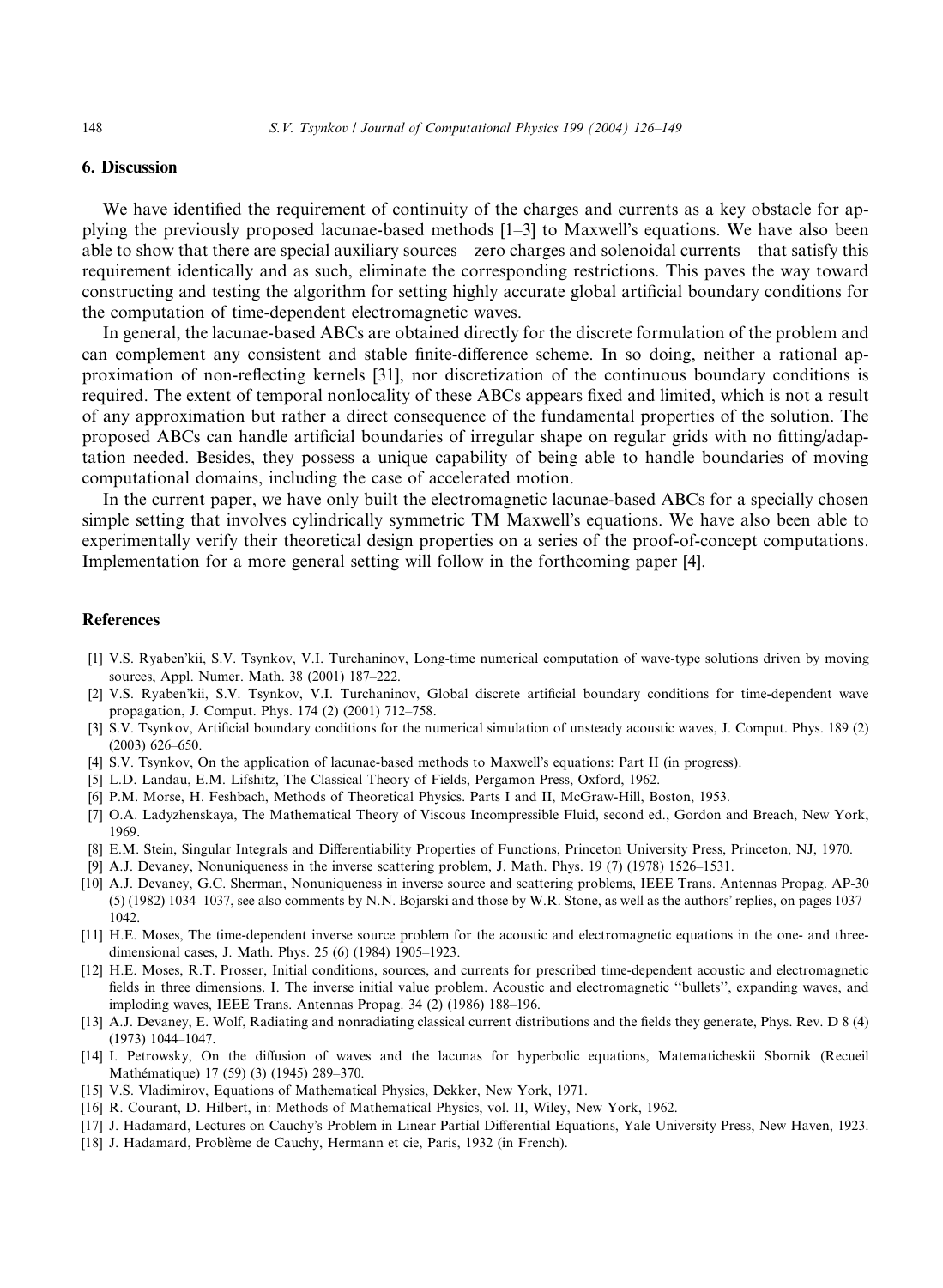## 6. Discussion

We have identified the requirement of continuity of the charges and currents as a key obstacle for applying the previously proposed lacunae-based methods [1–3] to Maxwell's equations. We have also been able to show that there are special auxiliary sources – zero charges and solenoidal currents – that satisfy this requirement identically and as such, eliminate the corresponding restrictions. This paves the way toward constructing and testing the algorithm for setting highly accurate global artificial boundary conditions for the computation of time-dependent electromagnetic waves.

In general, the lacunae-based ABCs are obtained directly for the discrete formulation of the problem and can complement any consistent and stable finite-difference scheme. In so doing, neither a rational approximation of non-reflecting kernels [31], nor discretization of the continuous boundary conditions is required. The extent of temporal nonlocality of these ABCs appears fixed and limited, which is not a result of any approximation but rather a direct consequence of the fundamental properties of the solution. The proposed ABCs can handle artificial boundaries of irregular shape on regular grids with no fitting/adaptation needed. Besides, they possess a unique capability of being able to handle boundaries of moving computational domains, including the case of accelerated motion.

In the current paper, we have only built the electromagnetic lacunae-based ABCs for a specially chosen simple setting that involves cylindrically symmetric TM Maxwell's equations. We have also been able to experimentally verify their theoretical design properties on a series of the proof-of-concept computations. Implementation for a more general setting will follow in the forthcoming paper [4].

## References

[1] V.S. Ryaben'kii, S.V. Tsynkov, V.I. Turchaninov, Long-time numerical computation of wave-type solutions driven by moving sources, Appl. Numer. Math. 38 (2001) 187–222.

[2] V.S. Ryaben'kii, S.V. Tsynkov, V.I. Turchaninov, Global discrete artificial boundary conditions for time-dependent wave propagation, J. Comput. Phys. 174 (2) (2001) 712–758.

[3] S.V. Tsynkov, Artificial boundary conditions for the numerical simulation of unsteady acoustic waves, J. Comput. Phys. 189 (2) (2003) 626–650.

[4] S.V. Tsynkov, On the application of lacunae-based methods to Maxwell's equations: Part II (in progress).

[5] L.D. Landau, E.M. Lifshitz, The Classical Theory of Fields, Pergamon Press, Oxford, 1962.

[6] P.M. Morse, H. Feshbach, Methods of Theoretical Physics. Parts I and II, McGraw-Hill, Boston, 1953.

[7] O.A. Ladyzhenskaya, The Mathematical Theory of Viscous Incompressible Fluid, second ed., Gordon and Breach, New York, 1969.

[8] E.M. Stein, Singular Integrals and Differentiability Properties of Functions, Princeton University Press, Princeton, NJ, 1970.

[9] A.J. Devaney, Nonuniqueness in the inverse scattering problem, J. Math. Phys. 19 (7) (1978) 1526–1531.

[10] A.J. Devaney, G.C. Sherman, Nonuniqueness in inverse source and scattering problems, IEEE Trans. Antennas Propag. AP-30 (5) (1982) 1034–1037, see also comments by N.N. Bojarski and those by W.R. Stone, as well as the authors' replies, on pages 1037–1042.

[11] H.E. Moses, The time-dependent inverse source problem for the acoustic and electromagnetic equations in the one- and three-dimensional cases, J. Math. Phys. 25 (6) (1984) 1905–1923.

[12] H.E. Moses, R.T. Prosser, Initial conditions, sources, and currents for prescribed time-dependent acoustic and electromagnetic fields in three dimensions. I. The inverse initial value problem. Acoustic and electromagnetic "bullets", expanding waves, and imploding waves, IEEE Trans. Antennas Propag. 34 (2) (1986) 188–196.

[13] A.J. Devaney, E. Wolf, Radiating and nonradiating classical current distributions and the fields they generate, Phys. Rev. D 8 (4) (1973) 1044–1047.

[14] I. Petrowsky, On the diffusion of waves and the lacunas for hyperbolic equations, Matematicheskii Sbornik (Recueil Mathématique) 17 (59) (3) (1945) 289–370.

[15] V.S. Vladimirov, Equations of Mathematical Physics, Dekker, New York, 1971.

[16] R. Courant, D. Hilbert, in: Methods of Mathematical Physics, vol. II, Wiley, New York, 1962.

[17] J. Hadamard, Lectures on Cauchy's Problem in Linear Partial Differential Equations, Yale University Press, New Haven, 1923.

[18] J. Hadamard, Problème de Cauchy, Hermann et cie, Paris, 1932 (in French).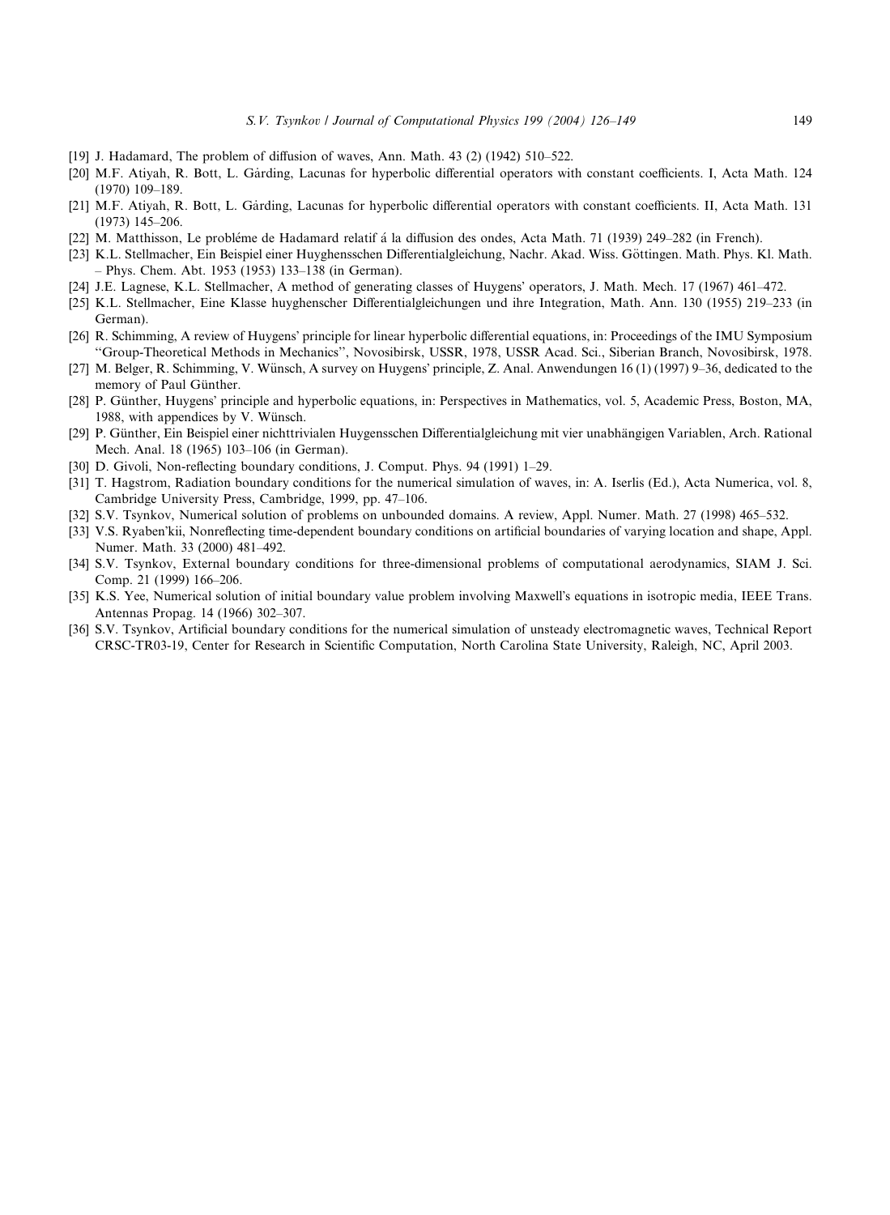[19] J. Hadamard, The problem of diffusion of waves, Ann. Math. 43 (2) (1942) 510–522.

[20] M.F. Atiyah, R. Bott, L. Gårding, Lacunas for hyperbolic differential operators with constant coefficients. I, Acta Math. 124 (1970) 109–189.

[21] M.F. Atiyah, R. Bott, L. Gårding, Lacunas for hyperbolic differential operators with constant coefficients. II, Acta Math. 131 (1973) 145–206.

[22] M. Matthisson, Le probléme de Hadamard relatif á la diffusion des ondes, Acta Math. 71 (1939) 249–282 (in French).

[23] K.L. Stellmacher, Ein Beispiel einer Huyghensschen Differentialgleichung, Nachr. Akad. Wiss. Göttingen. Math. Phys. Kl. Math. – Phys. Chem. Abt. 1953 (1953) 133–138 (in German).

[24] J.E. Lagnese, K.L. Stellmacher, A method of generating classes of Huygens' operators, J. Math. Mech. 17 (1967) 461–472.

[25] K.L. Stellmacher, Eine Klasse huyghenscher Differentialgleichungen und ihre Integration, Math. Ann. 130 (1955) 219–233 (in German).

[26] R. Schimming, A review of Huygens' principle for linear hyperbolic differential equations, in: Proceedings of the IMU Symposium "Group-Theoretical Methods in Mechanics", Novosibirsk, USSR, 1978, USSR Acad. Sci., Siberian Branch, Novosibirsk, 1978.

[27] M. Belger, R. Schimming, V. Wünsch, A survey on Huygens' principle, Z. Anal. Anwendungen 16 (1) (1997) 9–36, dedicated to the memory of Paul Günther.

[28] P. Günther, Huygens' principle and hyperbolic equations, in: Perspectives in Mathematics, vol. 5, Academic Press, Boston, MA, 1988, with appendices by V. Wünsch.

[29] P. Günther, Ein Beispiel einer nichttrivialen Huygensschen Differentialgleichung mit vier unabhängigen Variablen, Arch. Rational Mech. Anal. 18 (1965) 103–106 (in German).

[30] D. Givoli, Non-reflecting boundary conditions, J. Comput. Phys. 94 (1991) 1–29.

[31] T. Hagstrom, Radiation boundary conditions for the numerical simulation of waves, in: A. Iserlis (Ed.), Acta Numerica, vol. 8, Cambridge University Press, Cambridge, 1999, pp. 47–106.

[32] S.V. Tsynkov, Numerical solution of problems on unbounded domains. A review, Appl. Numer. Math. 27 (1998) 465–532.

[33] V.S. Ryaben'kii, Nonreflecting time-dependent boundary conditions on artificial boundaries of varying location and shape, Appl. Numer. Math. 33 (2000) 481–492.

[34] S.V. Tsynkov, External boundary conditions for three-dimensional problems of computational aerodynamics, SIAM J. Sci. Comp. 21 (1999) 166–206.

[35] K.S. Yee, Numerical solution of initial boundary value problem involving Maxwell's equations in isotropic media, IEEE Trans. Antennas Propag. 14 (1966) 302–307.

[36] S.V. Tsynkov, Artificial boundary conditions for the numerical simulation of unsteady electromagnetic waves, Technical Report CRSC-TR03-19, Center for Research in Scientific Computation, North Carolina State University, Raleigh, NC, April 2003.